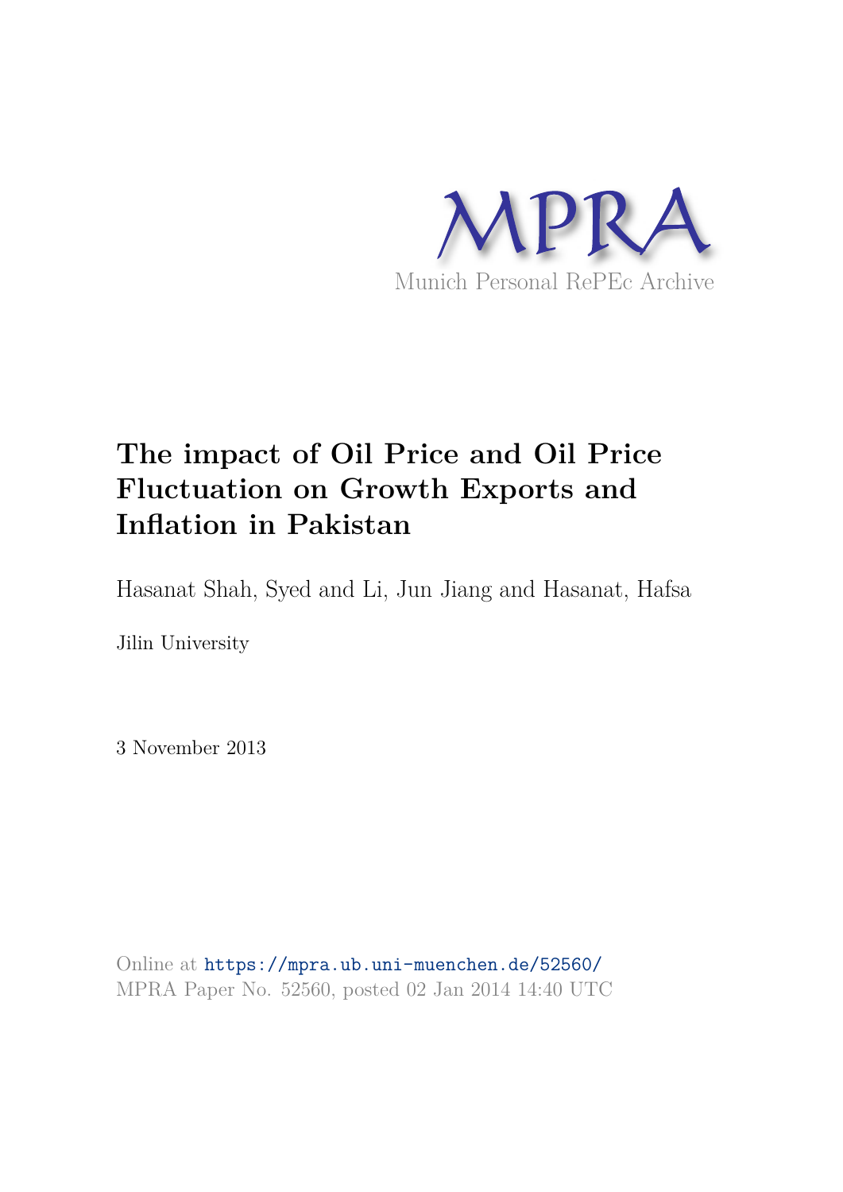MPRA

Munich Personal RePEc Archive

# The impact of Oil Price and Oil Price Fluctuation on Growth Exports and Inflation in Pakistan

Hasanat Shah, Syed and Li, Jun Jiang and Hasanat, Hafsa

Jilin University

3 November 2013

Online at https://mpra.ub.uni-muenchen.de/52560/
MPRA Paper No. 52560, posted 02 Jan 2014 14:40 UTC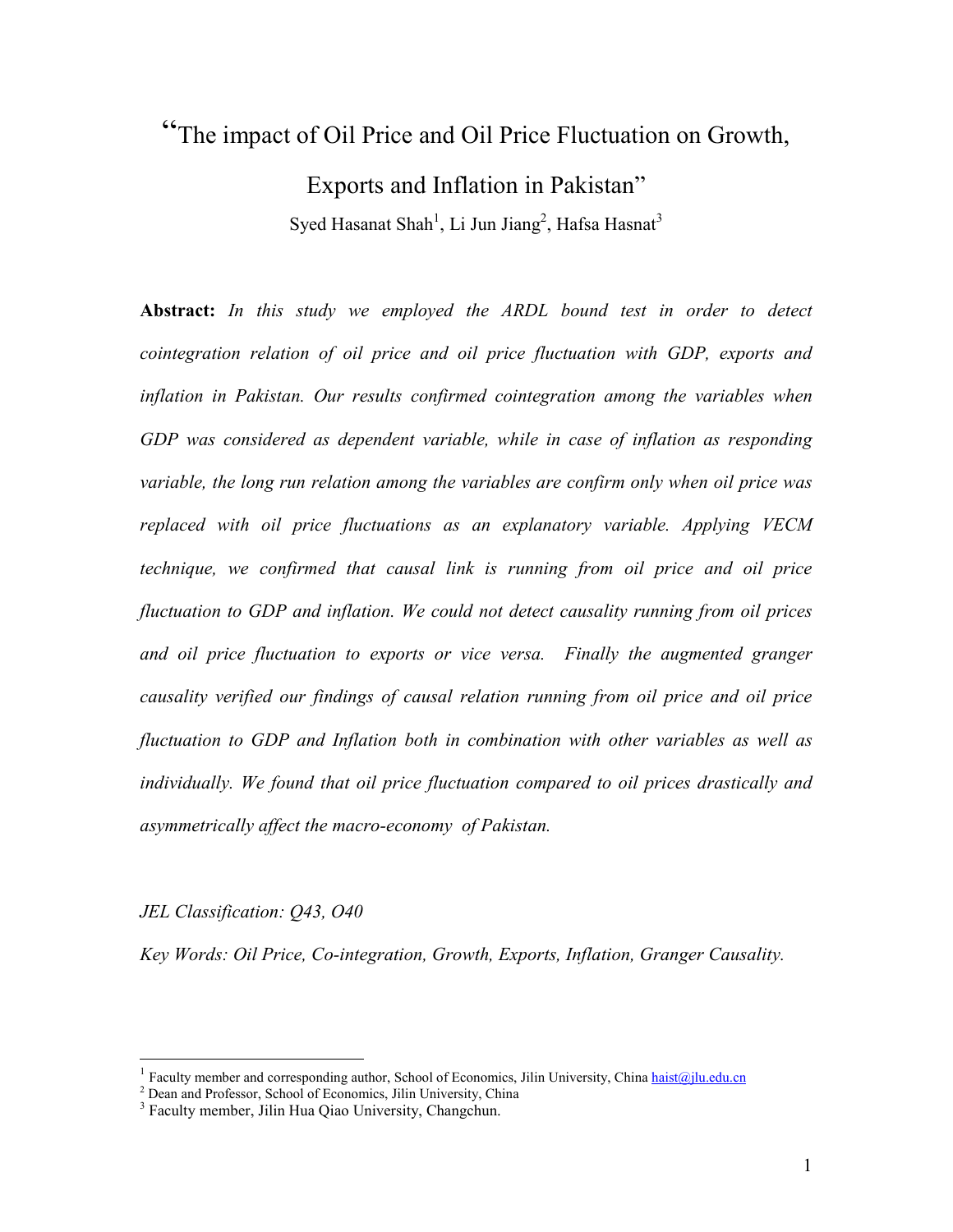# "The impact of Oil Price and Oil Price Fluctuation on Growth, Exports and Inflation in Pakistan"

Syed Hasanat Shah[1], Li Jun Jiang[2], Hafsa Hasnat[3]

**Abstract:** *In this study we employed the ARDL bound test in order to detect cointegration relation of oil price and oil price fluctuation with GDP, exports and inflation in Pakistan. Our results confirmed cointegration among the variables when GDP was considered as dependent variable, while in case of inflation as responding variable, the long run relation among the variables are confirm only when oil price was replaced with oil price fluctuations as an explanatory variable. Applying VECM technique, we confirmed that causal link is running from oil price and oil price fluctuation to GDP and inflation. We could not detect causality running from oil prices and oil price fluctuation to exports or vice versa. Finally the augmented granger causality verified our findings of causal relation running from oil price and oil price fluctuation to GDP and Inflation both in combination with other variables as well as individually. We found that oil price fluctuation compared to oil prices drastically and asymmetrically affect the macro-economy of Pakistan.*

*JEL Classification: Q43, O40*

*Key Words: Oil Price, Co-integration, Growth, Exports, Inflation, Granger Causality.*

---

[1] Faculty member and corresponding author, School of Economics, Jilin University, China haist@jlu.edu.cn

[2] Dean and Professor, School of Economics, Jilin University, China

[3] Faculty member, Jilin Hua Qiao University, Changchun.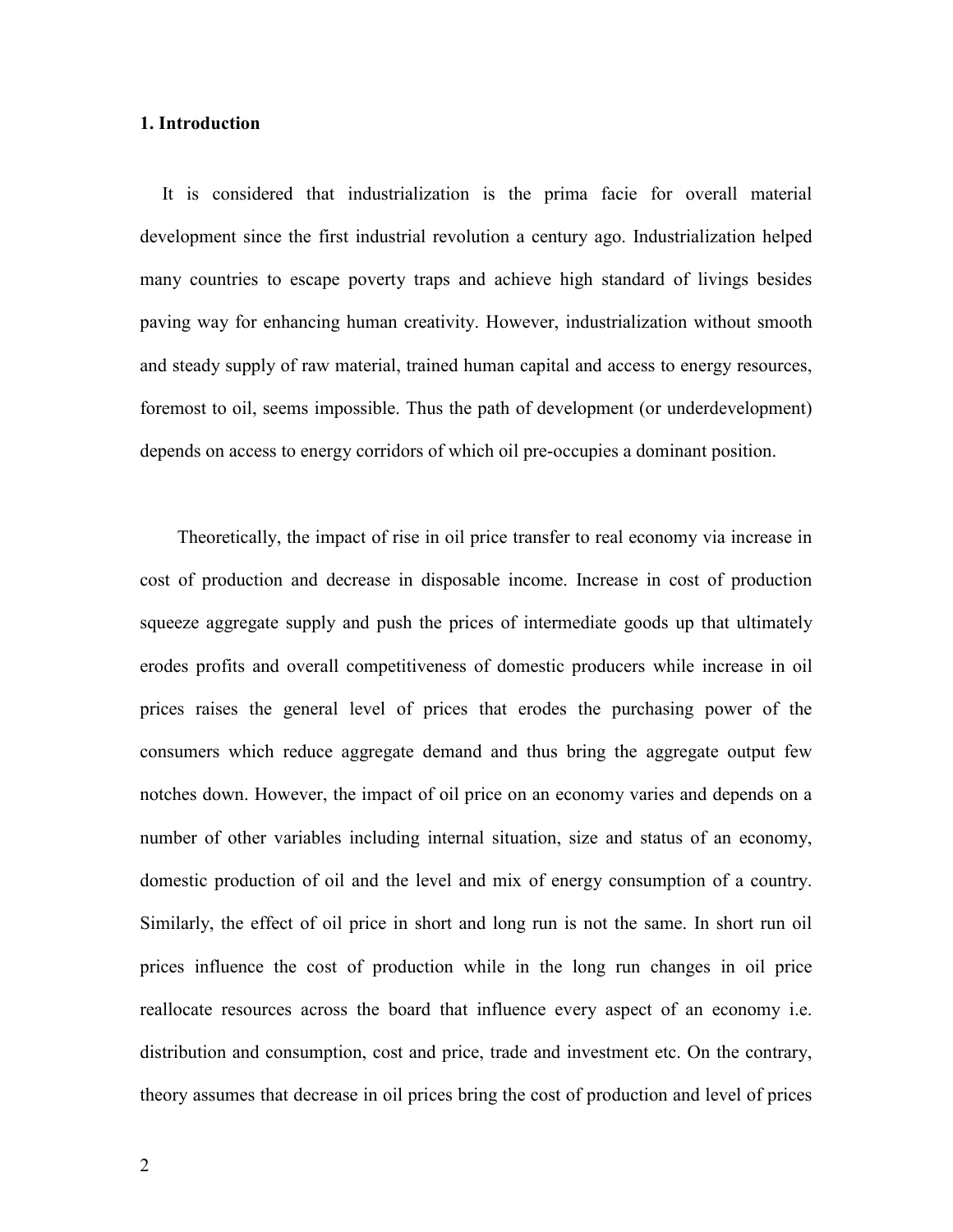## 1. Introduction

It is considered that industrialization is the prima facie for overall material development since the first industrial revolution a century ago. Industrialization helped many countries to escape poverty traps and achieve high standard of livings besides paving way for enhancing human creativity. However, industrialization without smooth and steady supply of raw material, trained human capital and access to energy resources, foremost to oil, seems impossible. Thus the path of development (or underdevelopment) depends on access to energy corridors of which oil pre-occupies a dominant position.

Theoretically, the impact of rise in oil price transfer to real economy via increase in cost of production and decrease in disposable income. Increase in cost of production squeeze aggregate supply and push the prices of intermediate goods up that ultimately erodes profits and overall competitiveness of domestic producers while increase in oil prices raises the general level of prices that erodes the purchasing power of the consumers which reduce aggregate demand and thus bring the aggregate output few notches down. However, the impact of oil price on an economy varies and depends on a number of other variables including internal situation, size and status of an economy, domestic production of oil and the level and mix of energy consumption of a country. Similarly, the effect of oil price in short and long run is not the same. In short run oil prices influence the cost of production while in the long run changes in oil price reallocate resources across the board that influence every aspect of an economy i.e. distribution and consumption, cost and price, trade and investment etc. On the contrary, theory assumes that decrease in oil prices bring the cost of production and level of prices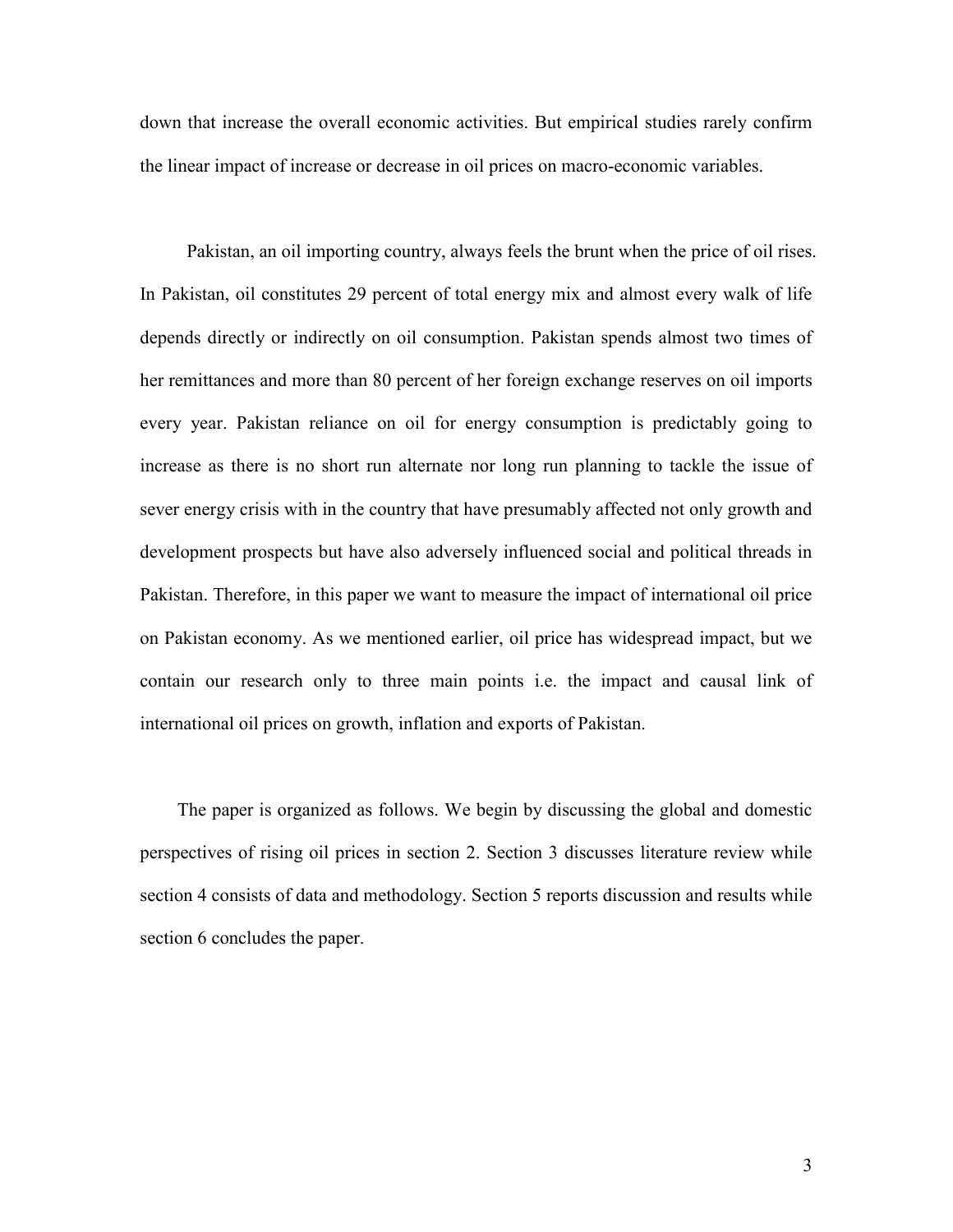down that increase the overall economic activities. But empirical studies rarely confirm the linear impact of increase or decrease in oil prices on macro-economic variables.

Pakistan, an oil importing country, always feels the brunt when the price of oil rises. In Pakistan, oil constitutes 29 percent of total energy mix and almost every walk of life depends directly or indirectly on oil consumption. Pakistan spends almost two times of her remittances and more than 80 percent of her foreign exchange reserves on oil imports every year. Pakistan reliance on oil for energy consumption is predictably going to increase as there is no short run alternate nor long run planning to tackle the issue of sever energy crisis with in the country that have presumably affected not only growth and development prospects but have also adversely influenced social and political threads in Pakistan. Therefore, in this paper we want to measure the impact of international oil price on Pakistan economy. As we mentioned earlier, oil price has widespread impact, but we contain our research only to three main points i.e. the impact and causal link of international oil prices on growth, inflation and exports of Pakistan.

The paper is organized as follows. We begin by discussing the global and domestic perspectives of rising oil prices in section 2. Section 3 discusses literature review while section 4 consists of data and methodology. Section 5 reports discussion and results while section 6 concludes the paper.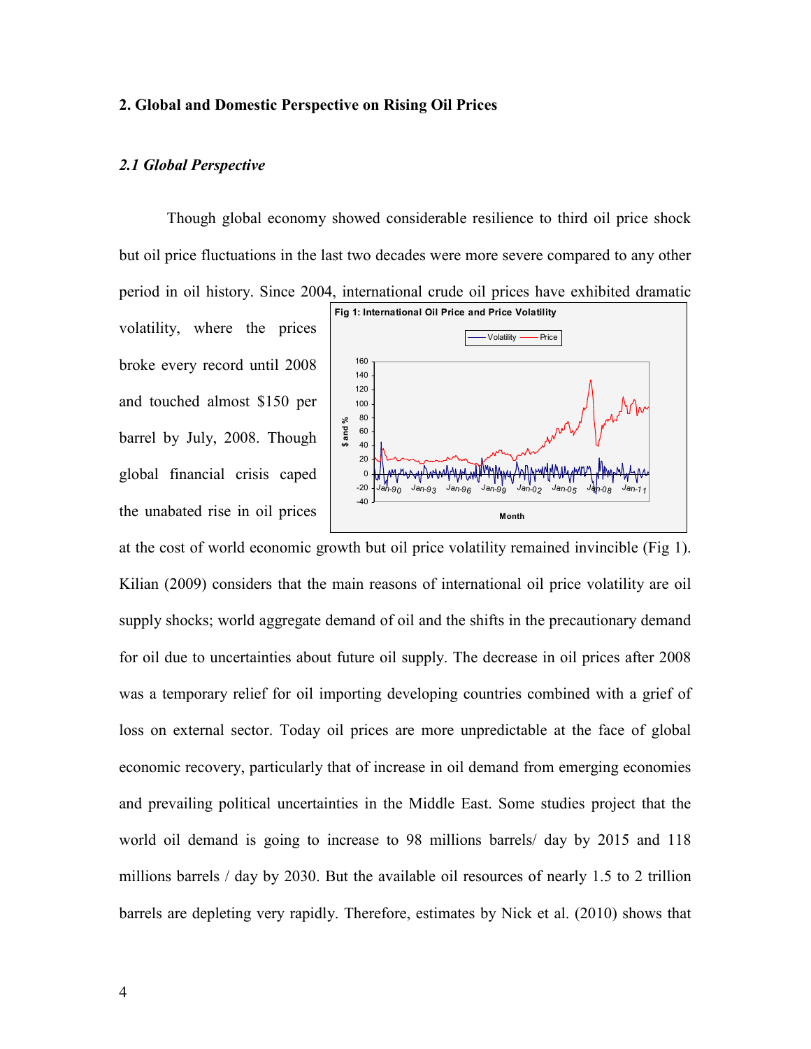## 2. Global and Domestic Perspective on Rising Oil Prices

### *2.1 Global Perspective*

Though global economy showed considerable resilience to third oil price shock but oil price fluctuations in the last two decades were more severe compared to any other period in oil history. Since 2004, international crude oil prices have exhibited dramatic volatility, where the prices broke every record until 2008 and touched almost $150 per barrel by July, 2008. Though global financial crisis caped the unabated rise in oil prices at the cost of world economic growth but oil price volatility remained invincible (Fig 1). Kilian (2009) considers that the main reasons of international oil price volatility are oil supply shocks; world aggregate demand of oil and the shifts in the precautionary demand for oil due to uncertainties about future oil supply. The decrease in oil prices after 2008 was a temporary relief for oil importing developing countries combined with a grief of loss on external sector. Today oil prices are more unpredictable at the face of global economic recovery, particularly that of increase in oil demand from emerging economies and prevailing political uncertainties in the Middle East. Some studies project that the world oil demand is going to increase to 98 millions barrels/ day by 2015 and 118 millions barrels / day by 2030. But the available oil resources of nearly 1.5 to 2 trillion barrels are depleting very rapidly. Therefore, estimates by Nick et al. (2010) shows that

**Fig 1: International Oil Price and Price Volatility**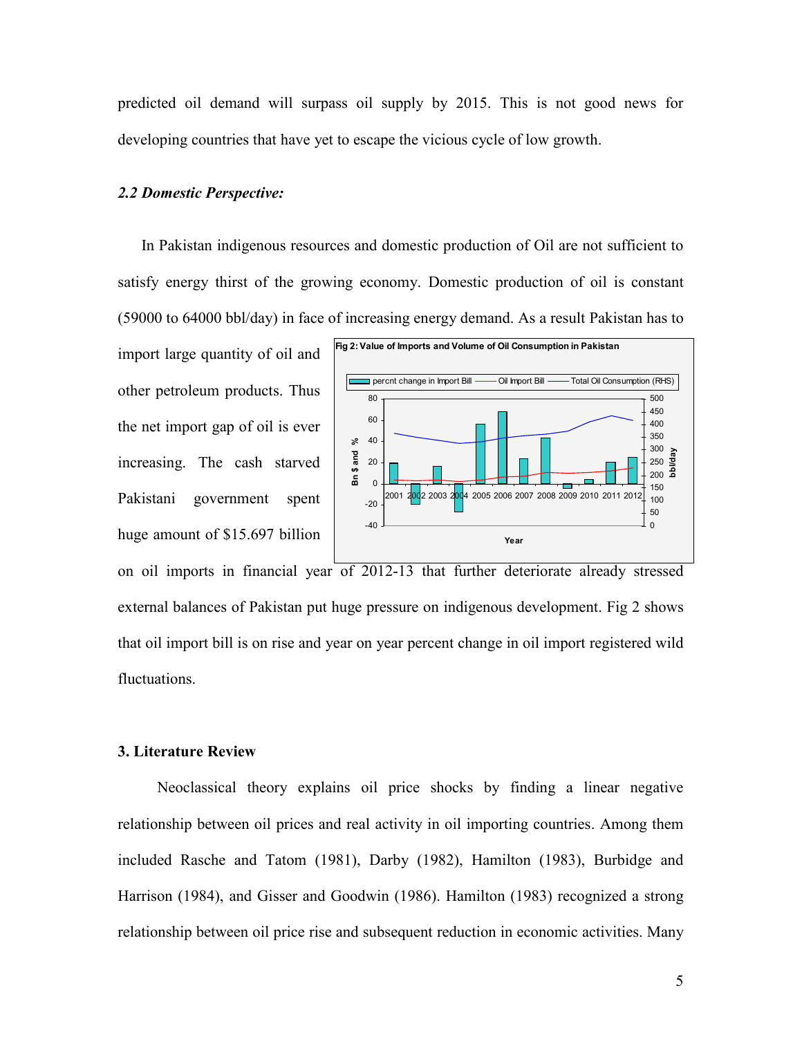predicted oil demand will surpass oil supply by 2015. This is not good news for developing countries that have yet to escape the vicious cycle of low growth.

### *2.2 Domestic Perspective:*

In Pakistan indigenous resources and domestic production of Oil are not sufficient to satisfy energy thirst of the growing economy. Domestic production of oil is constant (59000 to 64000 bbl/day) in face of increasing energy demand. As a result Pakistan has to import large quantity of oil and other petroleum products. Thus the net import gap of oil is ever increasing. The cash starved Pakistani government spent huge amount of $15.697 billion on oil imports in financial year of 2012-13 that further deteriorate already stressed external balances of Pakistan put huge pressure on indigenous development. Fig 2 shows that oil import bill is on rise and year on year percent change in oil import registered wild fluctuations.

**Fig 2: Value of Imports and Volume of Oil Consumption in Pakistan**

## 3. Literature Review

Neoclassical theory explains oil price shocks by finding a linear negative relationship between oil prices and real activity in oil importing countries. Among them included Rasche and Tatom (1981), Darby (1982), Hamilton (1983), Burbidge and Harrison (1984), and Gisser and Goodwin (1986). Hamilton (1983) recognized a strong relationship between oil price rise and subsequent reduction in economic activities. Many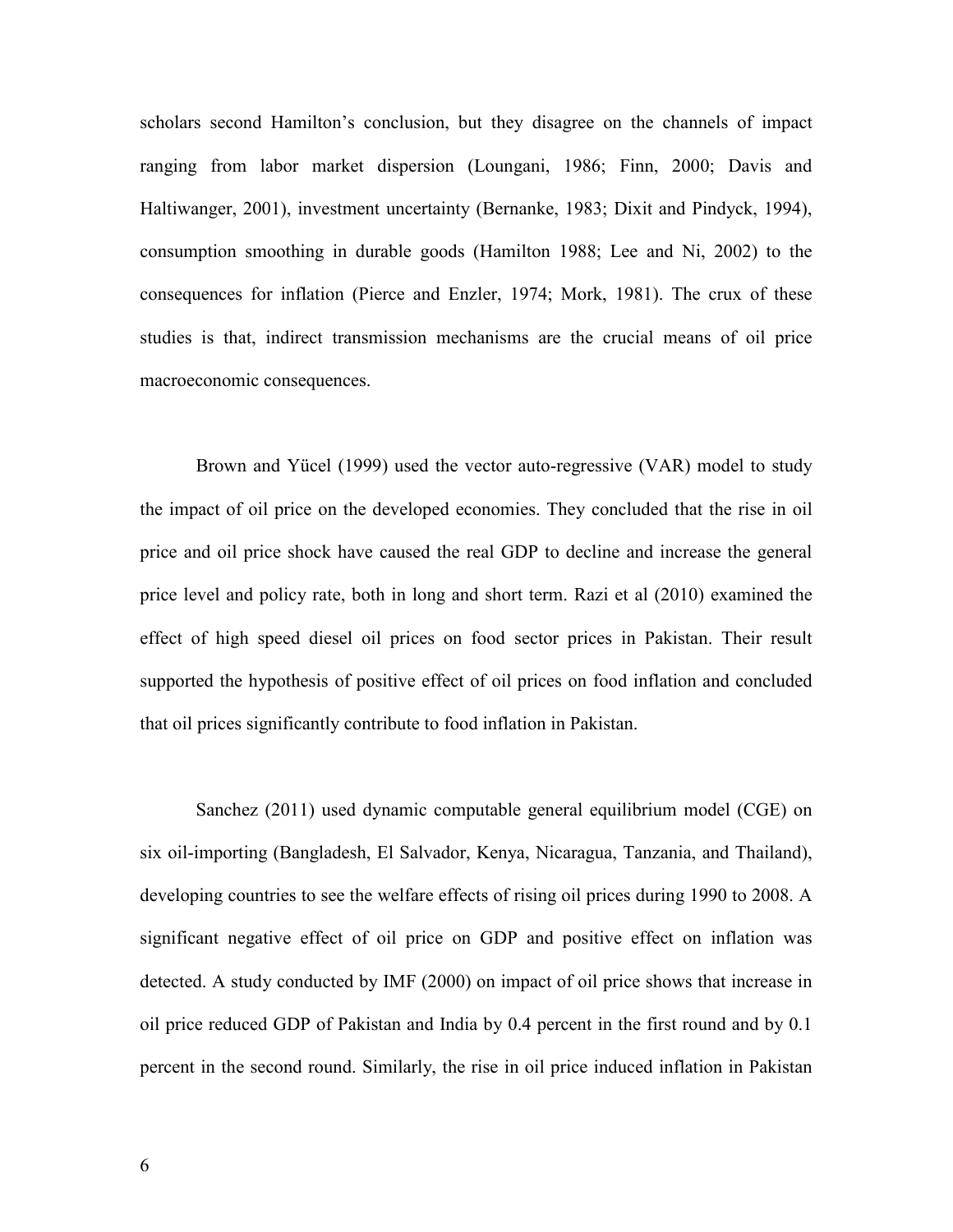scholars second Hamilton's conclusion, but they disagree on the channels of impact ranging from labor market dispersion (Loungani, 1986; Finn, 2000; Davis and Haltiwanger, 2001), investment uncertainty (Bernanke, 1983; Dixit and Pindyck, 1994), consumption smoothing in durable goods (Hamilton 1988; Lee and Ni, 2002) to the consequences for inflation (Pierce and Enzler, 1974; Mork, 1981). The crux of these studies is that, indirect transmission mechanisms are the crucial means of oil price macroeconomic consequences.

Brown and Yücel (1999) used the vector auto-regressive (VAR) model to study the impact of oil price on the developed economies. They concluded that the rise in oil price and oil price shock have caused the real GDP to decline and increase the general price level and policy rate, both in long and short term. Razi et al (2010) examined the effect of high speed diesel oil prices on food sector prices in Pakistan. Their result supported the hypothesis of positive effect of oil prices on food inflation and concluded that oil prices significantly contribute to food inflation in Pakistan.

Sanchez (2011) used dynamic computable general equilibrium model (CGE) on six oil-importing (Bangladesh, El Salvador, Kenya, Nicaragua, Tanzania, and Thailand), developing countries to see the welfare effects of rising oil prices during 1990 to 2008. A significant negative effect of oil price on GDP and positive effect on inflation was detected. A study conducted by IMF (2000) on impact of oil price shows that increase in oil price reduced GDP of Pakistan and India by 0.4 percent in the first round and by 0.1 percent in the second round. Similarly, the rise in oil price induced inflation in Pakistan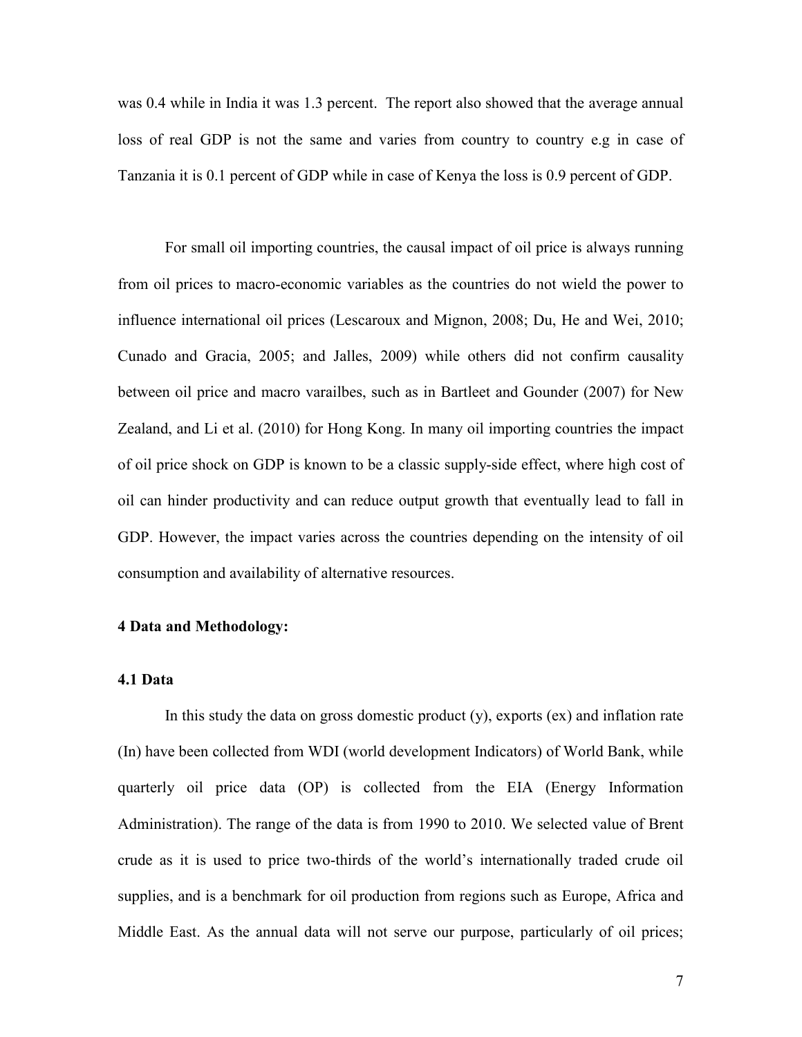was 0.4 while in India it was 1.3 percent. The report also showed that the average annual loss of real GDP is not the same and varies from country to country e.g in case of Tanzania it is 0.1 percent of GDP while in case of Kenya the loss is 0.9 percent of GDP.

For small oil importing countries, the causal impact of oil price is always running from oil prices to macro-economic variables as the countries do not wield the power to influence international oil prices (Lescaroux and Mignon, 2008; Du, He and Wei, 2010; Cunado and Gracia, 2005; and Jalles, 2009) while others did not confirm causality between oil price and macro varailbes, such as in Bartleet and Gounder (2007) for New Zealand, and Li et al. (2010) for Hong Kong. In many oil importing countries the impact of oil price shock on GDP is known to be a classic supply-side effect, where high cost of oil can hinder productivity and can reduce output growth that eventually lead to fall in GDP. However, the impact varies across the countries depending on the intensity of oil consumption and availability of alternative resources.

## 4 Data and Methodology:

### 4.1 Data

In this study the data on gross domestic product (y), exports (ex) and inflation rate (In) have been collected from WDI (world development Indicators) of World Bank, while quarterly oil price data (OP) is collected from the EIA (Energy Information Administration). The range of the data is from 1990 to 2010. We selected value of Brent crude as it is used to price two-thirds of the world's internationally traded crude oil supplies, and is a benchmark for oil production from regions such as Europe, Africa and Middle East. As the annual data will not serve our purpose, particularly of oil prices;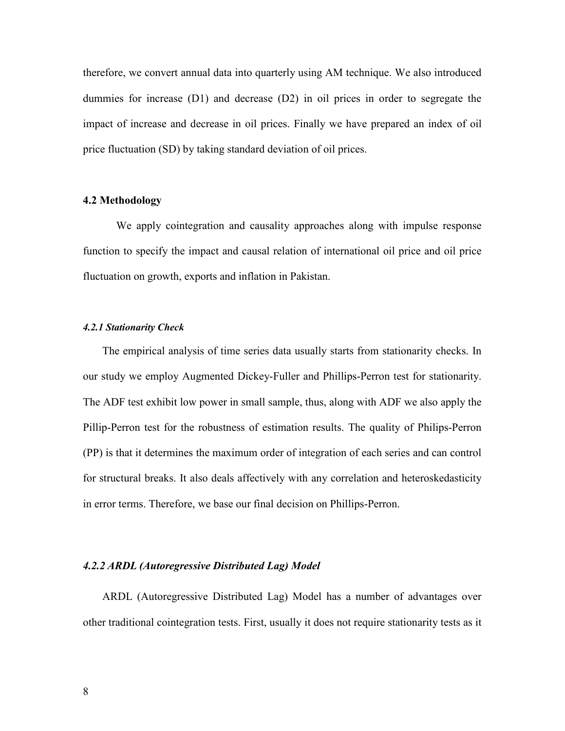therefore, we convert annual data into quarterly using AM technique. We also introduced dummies for increase (D1) and decrease (D2) in oil prices in order to segregate the impact of increase and decrease in oil prices. Finally we have prepared an index of oil price fluctuation (SD) by taking standard deviation of oil prices.

### 4.2 Methodology

We apply cointegration and causality approaches along with impulse response function to specify the impact and causal relation of international oil price and oil price fluctuation on growth, exports and inflation in Pakistan.

#### *4.2.1 Stationarity Check*

The empirical analysis of time series data usually starts from stationarity checks. In our study we employ Augmented Dickey-Fuller and Phillips-Perron test for stationarity. The ADF test exhibit low power in small sample, thus, along with ADF we also apply the Pillip-Perron test for the robustness of estimation results. The quality of Philips-Perron (PP) is that it determines the maximum order of integration of each series and can control for structural breaks. It also deals affectively with any correlation and heteroskedasticity in error terms. Therefore, we base our final decision on Phillips-Perron.

#### *4.2.2 ARDL (Autoregressive Distributed Lag) Model*

ARDL (Autoregressive Distributed Lag) Model has a number of advantages over other traditional cointegration tests. First, usually it does not require stationarity tests as it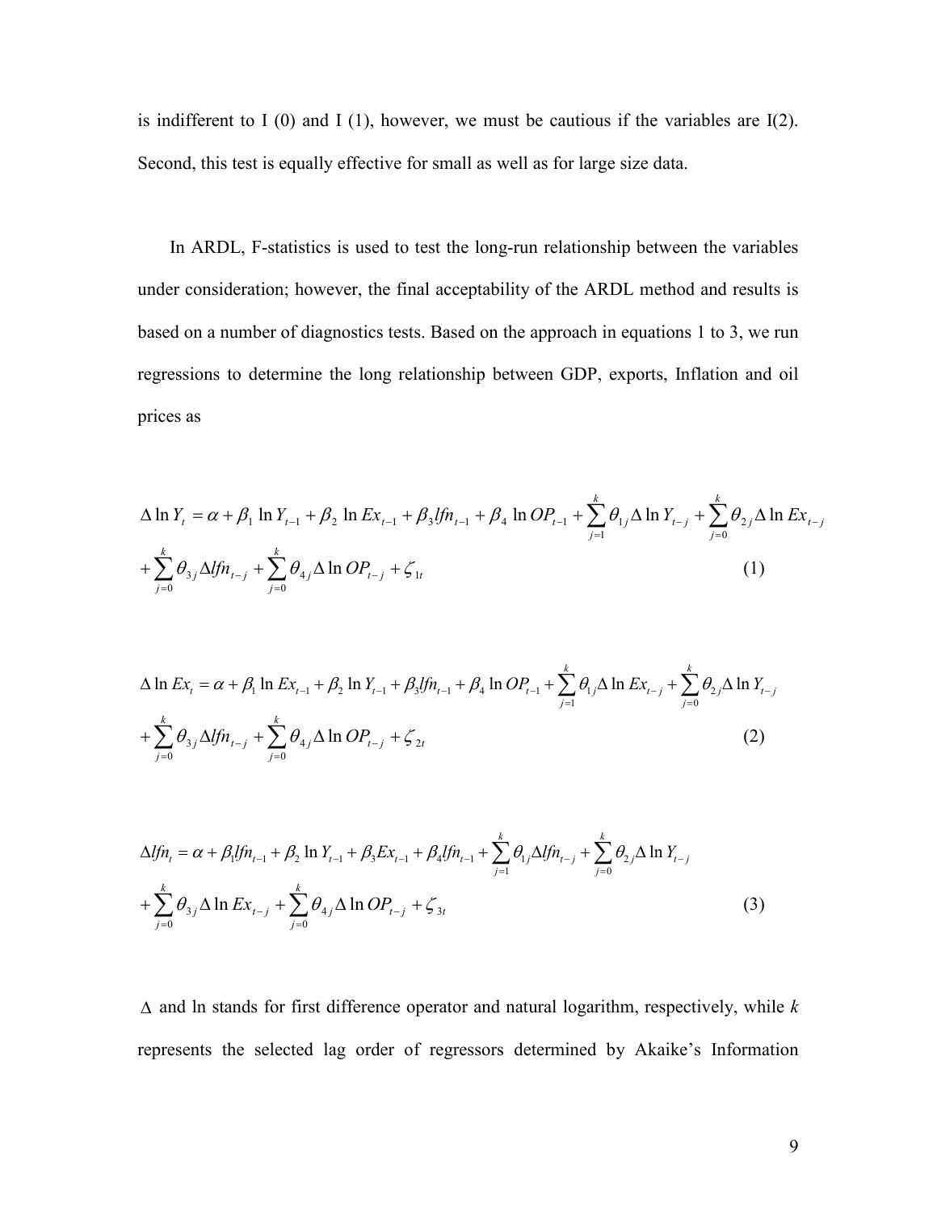is indifferent to I (0) and I (1), however, we must be cautious if the variables are I(2). Second, this test is equally effective for small as well as for large size data.

In ARDL, F-statistics is used to test the long-run relationship between the variables under consideration; however, the final acceptability of the ARDL method and results is based on a number of diagnostics tests. Based on the approach in equations 1 to 3, we run regressions to determine the long relationship between GDP, exports, Inflation and oil prices as

$$\Delta \ln Y_t = \alpha + \beta_1 \ln Y_{t-1} + \beta_2 \ln Ex_{t-1} + \beta_3 lfn_{t-1} + \beta_4 \ln OP_{t-1} + \sum_{j=1}^{k} \theta_{1j} \Delta \ln Y_{t-j} + \sum_{j=0}^{k} \theta_{2j} \Delta \ln Ex_{t-j} + \sum_{j=0}^{k} \theta_{3j} \Delta lfn_{t-j} + \sum_{j=0}^{k} \theta_{4j} \Delta \ln OP_{t-j} + \zeta_{1t} \qquad (1)$$

$$\Delta \ln Ex_t = \alpha + \beta_1 \ln Ex_{t-1} + \beta_2 \ln Y_{t-1} + \beta_3 lfn_{t-1} + \beta_4 \ln OP_{t-1} + \sum_{j=1}^{k} \theta_{1j} \Delta \ln Ex_{t-j} + \sum_{j=0}^{k} \theta_{2j} \Delta \ln Y_{t-j} + \sum_{j=0}^{k} \theta_{3j} \Delta lfn_{t-j} + \sum_{j=0}^{k} \theta_{4j} \Delta \ln OP_{t-j} + \zeta_{2t} \qquad (2)$$

$$\Delta lfn_t = \alpha + \beta_1 lfn_{t-1} + \beta_2 \ln Y_{t-1} + \beta_3 Ex_{t-1} + \beta_4 lfn_{t-1} + \sum_{j=1}^{k} \theta_{1j} \Delta lfn_{t-j} + \sum_{j=0}^{k} \theta_{2j} \Delta \ln Y_{t-j} + \sum_{j=0}^{k} \theta_{3j} \Delta \ln Ex_{t-j} + \sum_{j=0}^{k} \theta_{4j} \Delta \ln OP_{t-j} + \zeta_{3t} \qquad (3)$$

$\Delta$ and ln stands for first difference operator and natural logarithm, respectively, while $k$ represents the selected lag order of regressors determined by Akaike's Information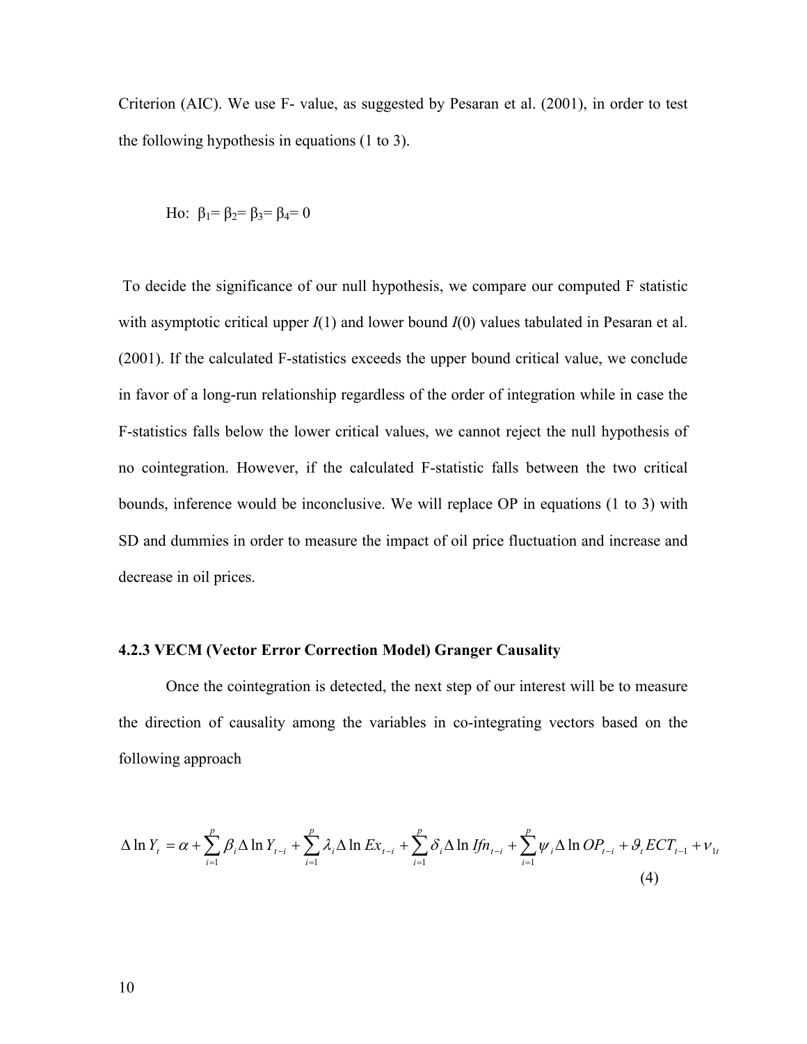Criterion (AIC). We use F- value, as suggested by Pesaran et al. (2001), in order to test the following hypothesis in equations (1 to 3).

Ho: $\beta_1 = \beta_2 = \beta_3 = \beta_4 = 0$

To decide the significance of our null hypothesis, we compare our computed F statistic with asymptotic critical upper *I*(1) and lower bound *I*(0) values tabulated in Pesaran et al. (2001). If the calculated F-statistics exceeds the upper bound critical value, we conclude in favor of a long-run relationship regardless of the order of integration while in case the F-statistics falls below the lower critical values, we cannot reject the null hypothesis of no cointegration. However, if the calculated F-statistic falls between the two critical bounds, inference would be inconclusive. We will replace OP in equations (1 to 3) with SD and dummies in order to measure the impact of oil price fluctuation and increase and decrease in oil prices.

### 4.2.3 VECM (Vector Error Correction Model) Granger Causality

Once the cointegration is detected, the next step of our interest will be to measure the direction of causality among the variables in co-integrating vectors based on the following approach

$$\Delta \ln Y_t = \alpha + \sum_{i=1}^{p} \beta_i \Delta \ln Y_{t-i} + \sum_{i=1}^{p} \lambda_i \Delta \ln Ex_{t-i} + \sum_{i=1}^{p} \delta_i \Delta \ln Ifn_{t-i} + \sum_{i=1}^{p} \psi_i \Delta \ln OP_{t-i} + \vartheta_t ECT_{t-1} + \nu_{1t} \tag{4}$$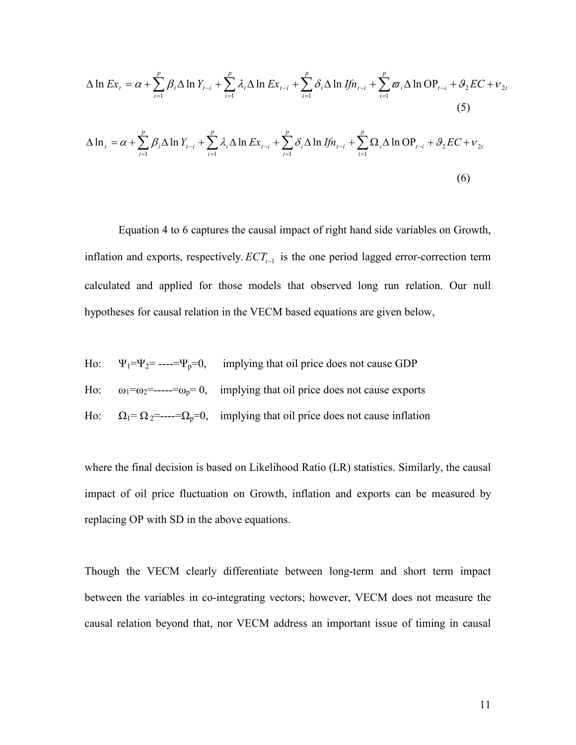$$\Delta \ln Ex_t = \alpha + \sum_{i=1}^{p} \beta_i \Delta \ln Y_{t-i} + \sum_{i=1}^{p} \lambda_i \Delta \ln Ex_{t-i} + \sum_{i=1}^{p} \delta_i \Delta \ln Ifn_{t-i} + \sum_{i=1}^{p} \varpi_i \Delta \ln \mathrm{OP}_{t-i} + \vartheta_2 EC + \nu_{2t} \quad (5)$$

$$\Delta \ln_t = \alpha + \sum_{i=1}^{p} \beta_i \Delta \ln Y_{t-i} + \sum_{i=1}^{p} \lambda_i \Delta \ln Ex_{t-i} + \sum_{i=1}^{p} \delta_i \Delta \ln Ifn_{t-i} + \sum_{i=1}^{p} \Omega_i \Delta \ln \mathrm{OP}_{t-i} + \vartheta_2 EC + \nu_{2t} \quad (6)$$

Equation 4 to 6 captures the causal impact of right hand side variables on Growth, inflation and exports, respectively. $ECT_{t-1}$ is the one period lagged error-correction term calculated and applied for those models that observed long run relation. Our null hypotheses for causal relation in the VECM based equations are given below,

Ho: $\Psi_1=\Psi_2=$ ----$=\Psi_p=0$, implying that oil price does not cause GDP

Ho: $\omega_1=\omega_2=$-----$=\omega_p= 0$, implying that oil price does not cause exports

Ho: $\Omega_1= \Omega_2=$----$=\Omega_p=0$, implying that oil price does not cause inflation

where the final decision is based on Likelihood Ratio (LR) statistics. Similarly, the causal impact of oil price fluctuation on Growth, inflation and exports can be measured by replacing OP with SD in the above equations.

Though the VECM clearly differentiate between long-term and short term impact between the variables in co-integrating vectors; however, VECM does not measure the causal relation beyond that, nor VECM address an important issue of timing in causal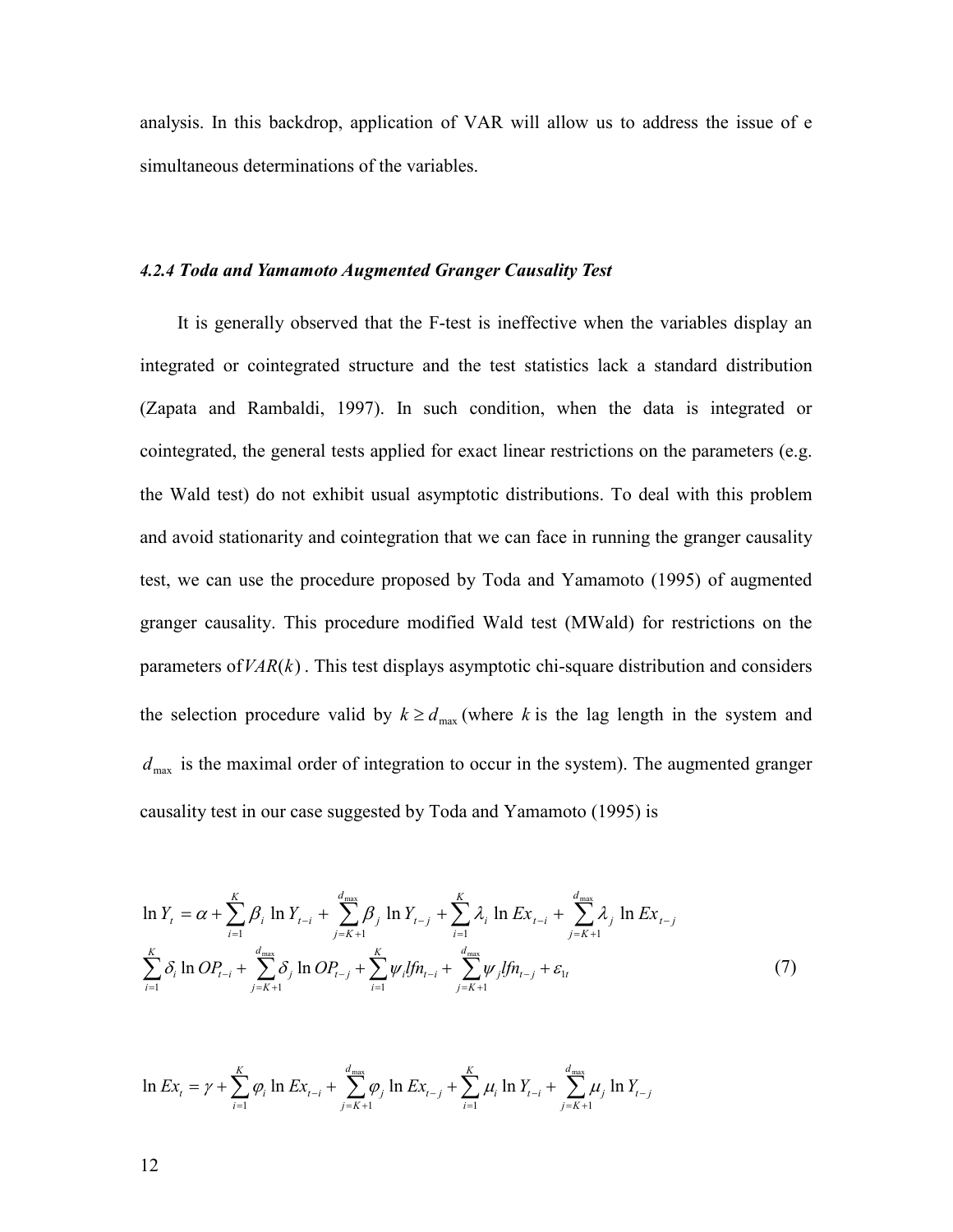analysis. In this backdrop, application of VAR will allow us to address the issue of e simultaneous determinations of the variables.

#### *4.2.4 Toda and Yamamoto Augmented Granger Causality Test*

It is generally observed that the F-test is ineffective when the variables display an integrated or cointegrated structure and the test statistics lack a standard distribution (Zapata and Rambaldi, 1997). In such condition, when the data is integrated or cointegrated, the general tests applied for exact linear restrictions on the parameters (e.g. the Wald test) do not exhibit usual asymptotic distributions. To deal with this problem and avoid stationarity and cointegration that we can face in running the granger causality test, we can use the procedure proposed by Toda and Yamamoto (1995) of augmented granger causality. This procedure modified Wald test (MWald) for restrictions on the parameters of $VAR(k)$. This test displays asymptotic chi-square distribution and considers the selection procedure valid by $k \geq d_{\max}$ (where $k$ is the lag length in the system and $d_{\max}$ is the maximal order of integration to occur in the system). The augmented granger causality test in our case suggested by Toda and Yamamoto (1995) is

$$
\begin{aligned}
\ln Y_t &= \alpha + \sum_{i=1}^{K} \beta_i \ln Y_{t-i} + \sum_{j=K+1}^{d_{\max}} \beta_j \ln Y_{t-j} + \sum_{i=1}^{K} \lambda_i \ln Ex_{t-i} + \sum_{j=K+1}^{d_{\max}} \lambda_j \ln Ex_{t-j} \\
&\sum_{i=1}^{K} \delta_i \ln OP_{t-i} + \sum_{j=K+1}^{d_{\max}} \delta_j \ln OP_{t-j} + \sum_{i=1}^{K} \psi_i lfn_{t-i} + \sum_{j=K+1}^{d_{\max}} \psi_j lfn_{t-j} + \varepsilon_{1t} \qquad (7)
\end{aligned}
$$

$$
\ln Ex_t = \gamma + \sum_{i=1}^{K} \varphi_i \ln Ex_{t-i} + \sum_{j=K+1}^{d_{\max}} \varphi_j \ln Ex_{t-j} + \sum_{i=1}^{K} \mu_i \ln Y_{t-i} + \sum_{j=K+1}^{d_{\max}} \mu_j \ln Y_{t-j}
$$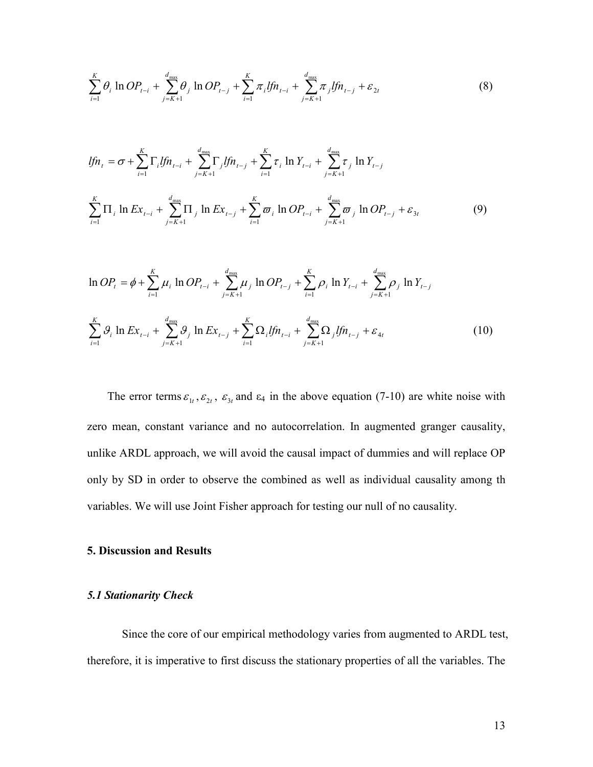$$\sum_{i=1}^{K}\theta_i \ln OP_{t-i} + \sum_{j=K+1}^{d_{\max}}\theta_j \ln OP_{t-j} + \sum_{i=1}^{K}\pi_i lfn_{t-i} + \sum_{j=K+1}^{d_{\max}}\pi_j lfn_{t-j} + \varepsilon_{2t} \quad (8)$$

$$lfn_t = \sigma + \sum_{i=1}^{K}\Gamma_i lfn_{t-i} + \sum_{j=K+1}^{d_{\max}}\Gamma_j lfn_{t-j} + \sum_{i=1}^{K}\tau_i \ln Y_{t-i} + \sum_{j=K+1}^{d_{\max}}\tau_j \ln Y_{t-j}$$

$$\sum_{i=1}^{K}\Pi_i \ln Ex_{t-i} + \sum_{j=K+1}^{d_{\max}}\Pi_j \ln Ex_{t-j} + \sum_{i=1}^{K}\varpi_i \ln OP_{t-i} + \sum_{j=K+1}^{d_{\max}}\varpi_j \ln OP_{t-j} + \varepsilon_{3t} \quad (9)$$

$$\ln OP_t = \phi + \sum_{i=1}^{K}\mu_i \ln OP_{t-i} + \sum_{j=K+1}^{d_{\max}}\mu_j \ln OP_{t-j} + \sum_{i=1}^{K}\rho_i \ln Y_{t-i} + \sum_{j=K+1}^{d_{\max}}\rho_j \ln Y_{t-j}$$

$$\sum_{i=1}^{K}\vartheta_i \ln Ex_{t-i} + \sum_{j=K+1}^{d_{\max}}\vartheta_j \ln Ex_{t-j} + \sum_{i=1}^{K}\Omega_i lfn_{t-i} + \sum_{j=K+1}^{d_{\max}}\Omega_j lfn_{t-j} + \varepsilon_{4t} \quad (10)$$

The error terms $\varepsilon_{1t}, \varepsilon_{2t}$, $\varepsilon_{3t}$ and $\varepsilon_4$ in the above equation (7-10) are white noise with zero mean, constant variance and no autocorrelation. In augmented granger causality, unlike ARDL approach, we will avoid the causal impact of dummies and will replace OP only by SD in order to observe the combined as well as individual causality among th variables. We will use Joint Fisher approach for testing our null of no causality.

## 5. Discussion and Results

### *5.1 Stationarity Check*

Since the core of our empirical methodology varies from augmented to ARDL test, therefore, it is imperative to first discuss the stationary properties of all the variables. The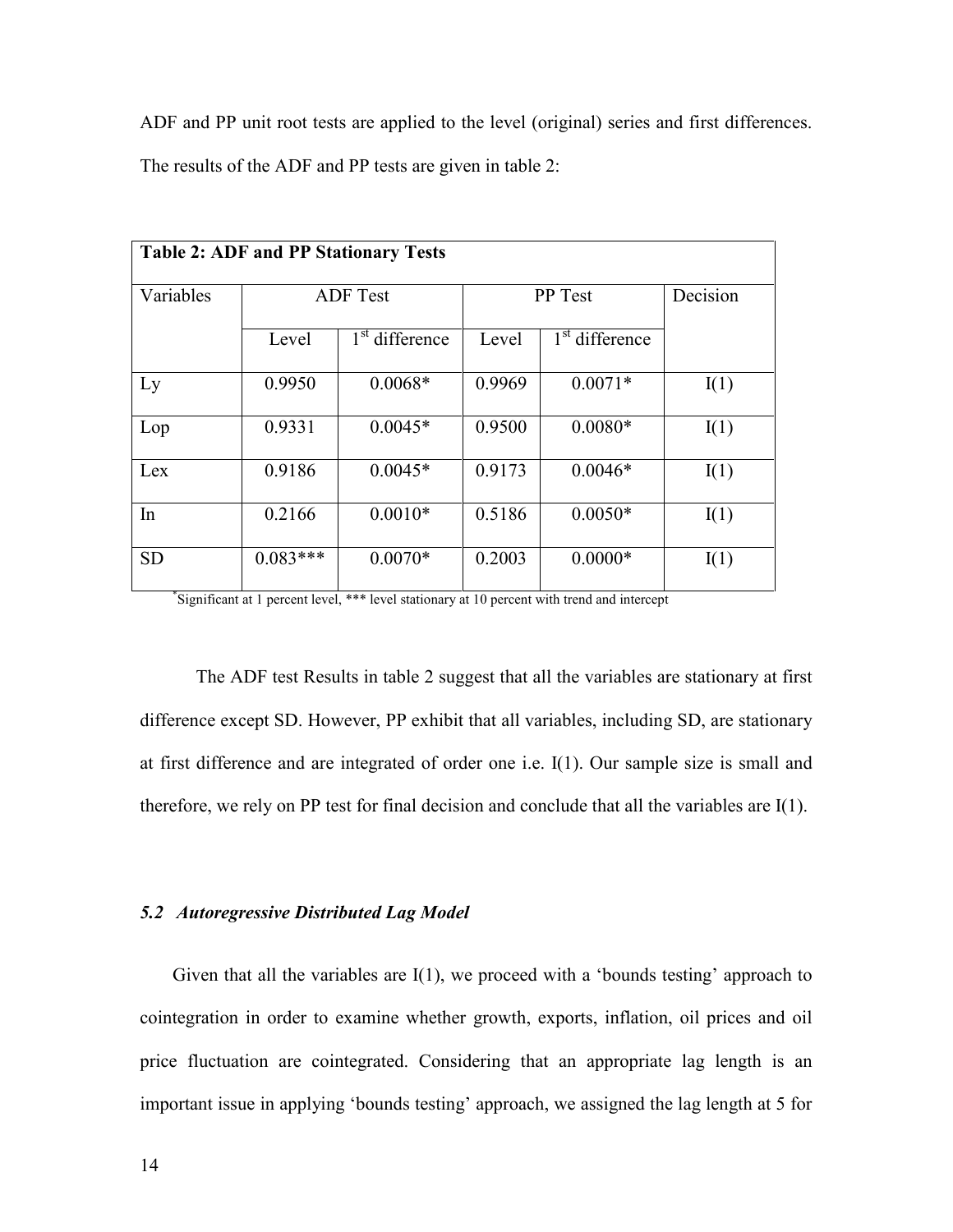ADF and PP unit root tests are applied to the level (original) series and first differences. The results of the ADF and PP tests are given in table 2:

**Table 2: ADF and PP Stationary Tests**

| Variables | ADF Test | | PP Test | | Decision |
|---|---|---|---|---|---|
| | Level | 1st difference | Level | 1st difference | |
| Ly | 0.9950 | 0.0068* | 0.9969 | 0.0071* | I(1) |
| Lop | 0.9331 | 0.0045* | 0.9500 | 0.0080* | I(1) |
| Lex | 0.9186 | 0.0045* | 0.9173 | 0.0046* | I(1) |
| In | 0.2166 | 0.0010* | 0.5186 | 0.0050* | I(1) |
| SD | 0.083*** | 0.0070* | 0.2003 | 0.0000* | I(1) |

*Significant at 1 percent level, *** level stationary at 10 percent with trend and intercept

The ADF test Results in table 2 suggest that all the variables are stationary at first difference except SD. However, PP exhibit that all variables, including SD, are stationary at first difference and are integrated of order one i.e. I(1). Our sample size is small and therefore, we rely on PP test for final decision and conclude that all the variables are I(1).

### *5.2 Autoregressive Distributed Lag Model*

Given that all the variables are I(1), we proceed with a 'bounds testing' approach to cointegration in order to examine whether growth, exports, inflation, oil prices and oil price fluctuation are cointegrated. Considering that an appropriate lag length is an important issue in applying 'bounds testing' approach, we assigned the lag length at 5 for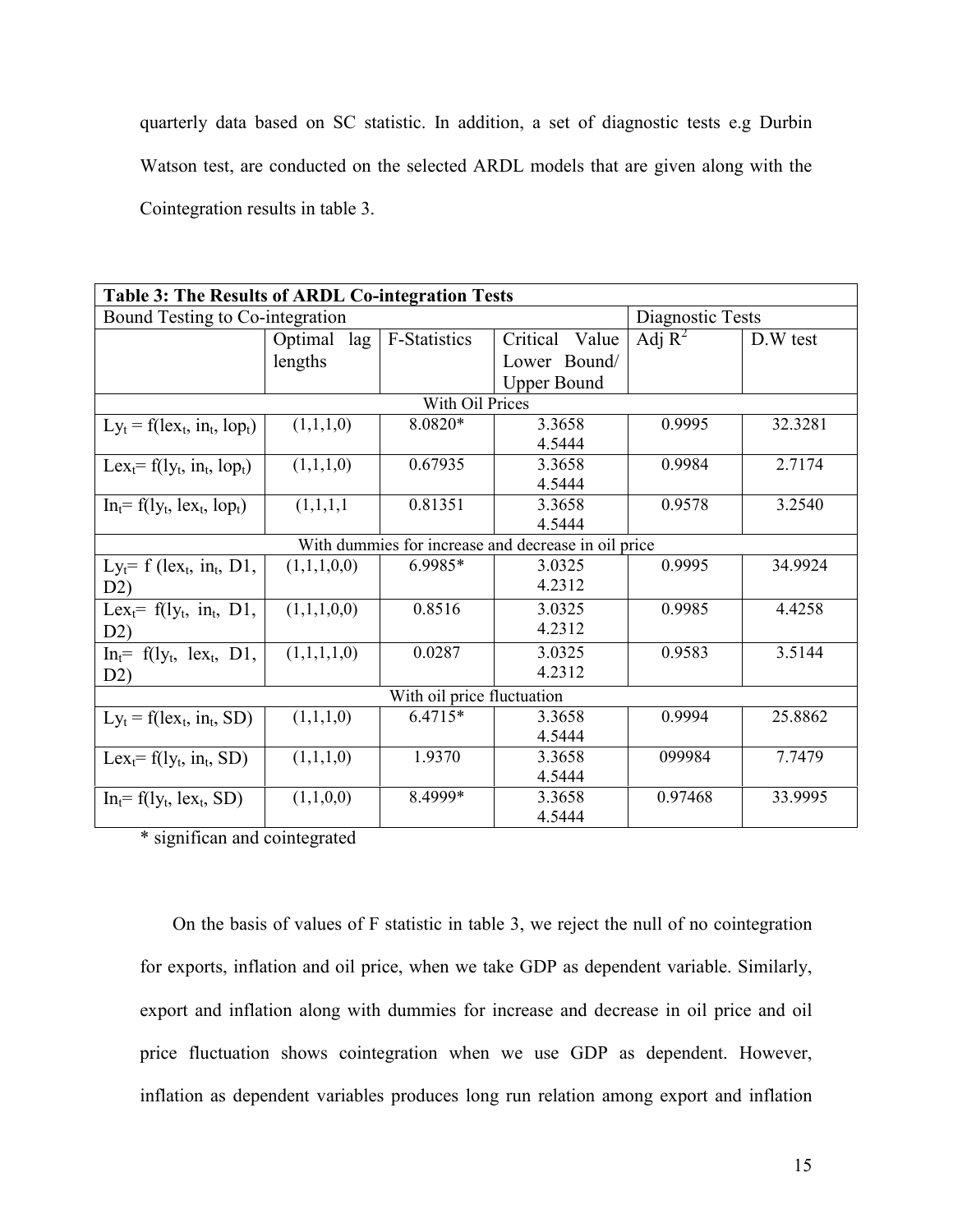quarterly data based on SC statistic. In addition, a set of diagnostic tests e.g Durbin Watson test, are conducted on the selected ARDL models that are given along with the Cointegration results in table 3.

| **Table 3: The Results of ARDL Co-integration Tests** | | | | | |
|---|---|---|---|---|---|
| Bound Testing to Co-integration | | | | Diagnostic Tests | |
| | Optimal lag lengths | F-Statistics | Critical Value Lower Bound/ Upper Bound | Adj $R^2$ | D.W test |
| With Oil Prices | | | | | |
| $Ly_t = f(lex_t, in_t, lop_t)$ | (1,1,1,0) | 8.0820* | 3.3658 4.5444 | 0.9995 | 32.3281 |
| $Lex_t = f(ly_t, in_t, lop_t)$ | (1,1,1,0) | 0.67935 | 3.3658 4.5444 | 0.9984 | 2.7174 |
| $In_t = f(ly_t, lex_t, lop_t)$ | (1,1,1,1 | 0.81351 | 3.3658 4.5444 | 0.9578 | 3.2540 |
| With dummies for increase and decrease in oil price | | | | | |
| $Ly_t = f(lex_t, in_t, D1, D2)$ | (1,1,1,0,0) | 6.9985* | 3.0325 4.2312 | 0.9995 | 34.9924 |
| $Lex_t = f(ly_t, in_t, D1, D2)$ | (1,1,1,0,0) | 0.8516 | 3.0325 4.2312 | 0.9985 | 4.4258 |
| $In_t = f(ly_t, lex_t, D1, D2)$ | (1,1,1,1,0) | 0.0287 | 3.0325 4.2312 | 0.9583 | 3.5144 |
| With oil price fluctuation | | | | | |
| $Ly_t = f(lex_t, in_t, SD)$ | (1,1,1,0) | 6.4715* | 3.3658 4.5444 | 0.9994 | 25.8862 |
| $Lex_t = f(ly_t, in_t, SD)$ | (1,1,1,0) | 1.9370 | 3.3658 4.5444 | 099984 | 7.7479 |
| $In_t = f(ly_t, lex_t, SD)$ | (1,1,0,0) | 8.4999* | 3.3658 4.5444 | 0.97468 | 33.9995 |

\* significan and cointegrated

On the basis of values of F statistic in table 3, we reject the null of no cointegration for exports, inflation and oil price, when we take GDP as dependent variable. Similarly, export and inflation along with dummies for increase and decrease in oil price and oil price fluctuation shows cointegration when we use GDP as dependent. However, inflation as dependent variables produces long run relation among export and inflation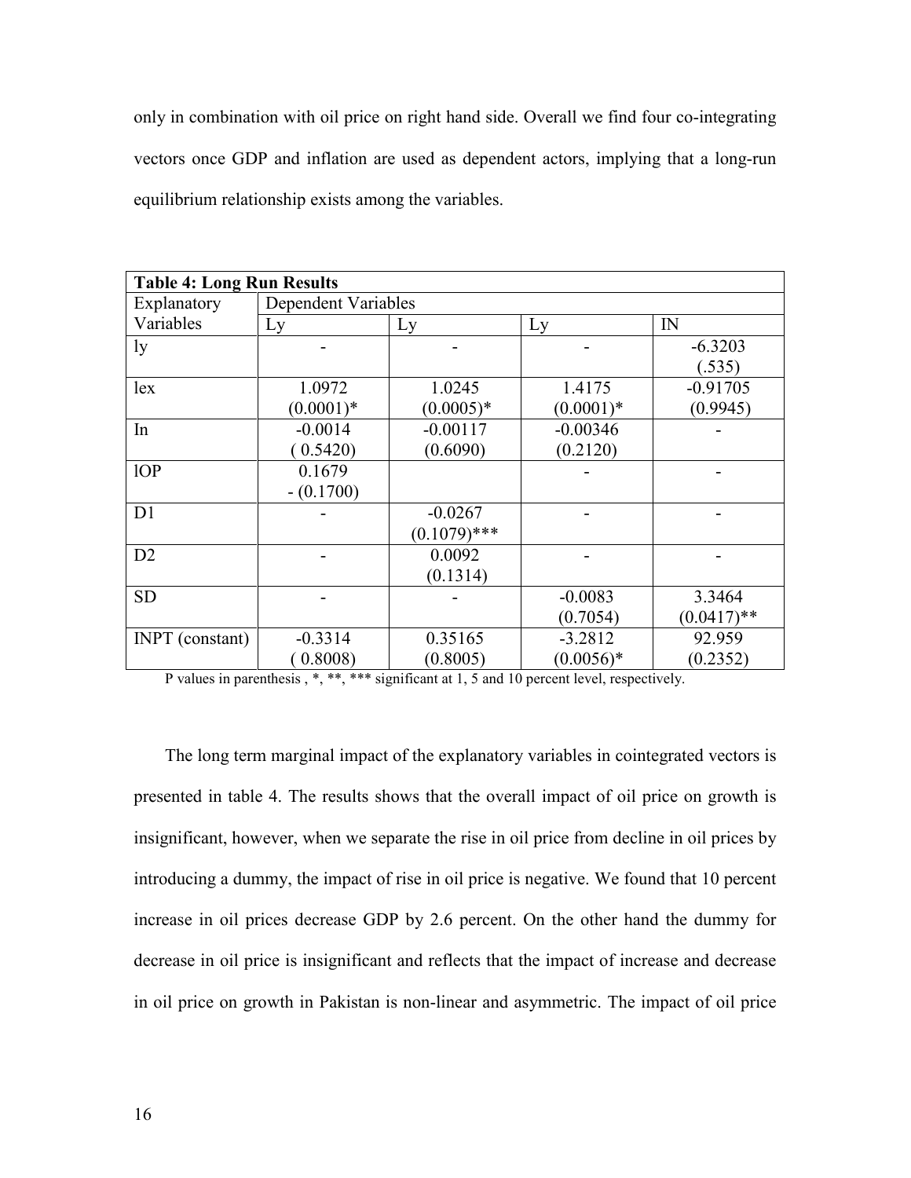only in combination with oil price on right hand side. Overall we find four co-integrating vectors once GDP and inflation are used as dependent actors, implying that a long-run equilibrium relationship exists among the variables.

**Table 4: Long Run Results**

| Explanatory Variables | Dependent Variables | | | |
|---|---|---|---|---|
| | Ly | Ly | Ly | IN |
| ly | - | - | - | -6.3203 (.535) |
| lex | 1.0972 (0.0001)* | 1.0245 (0.0005)* | 1.4175 (0.0001)* | -0.91705 (0.9945) |
| In | -0.0014 ( 0.5420) | -0.00117 (0.6090) | -0.00346 (0.2120) | - |
| lOP | 0.1679 - (0.1700) | | - | - |
| D1 | - | -0.0267 (0.1079)*** | - | - |
| D2 | - | 0.0092 (0.1314) | - | - |
| SD | - | - | -0.0083 (0.7054) | 3.3464 (0.0417)** |
| INPT (constant) | -0.3314 ( 0.8008) | 0.35165 (0.8005) | -3.2812 (0.0056)* | 92.959 (0.2352) |

P values in parenthesis , *, **, *** significant at 1, 5 and 10 percent level, respectively.

The long term marginal impact of the explanatory variables in cointegrated vectors is presented in table 4. The results shows that the overall impact of oil price on growth is insignificant, however, when we separate the rise in oil price from decline in oil prices by introducing a dummy, the impact of rise in oil price is negative. We found that 10 percent increase in oil prices decrease GDP by 2.6 percent. On the other hand the dummy for decrease in oil price is insignificant and reflects that the impact of increase and decrease in oil price on growth in Pakistan is non-linear and asymmetric. The impact of oil price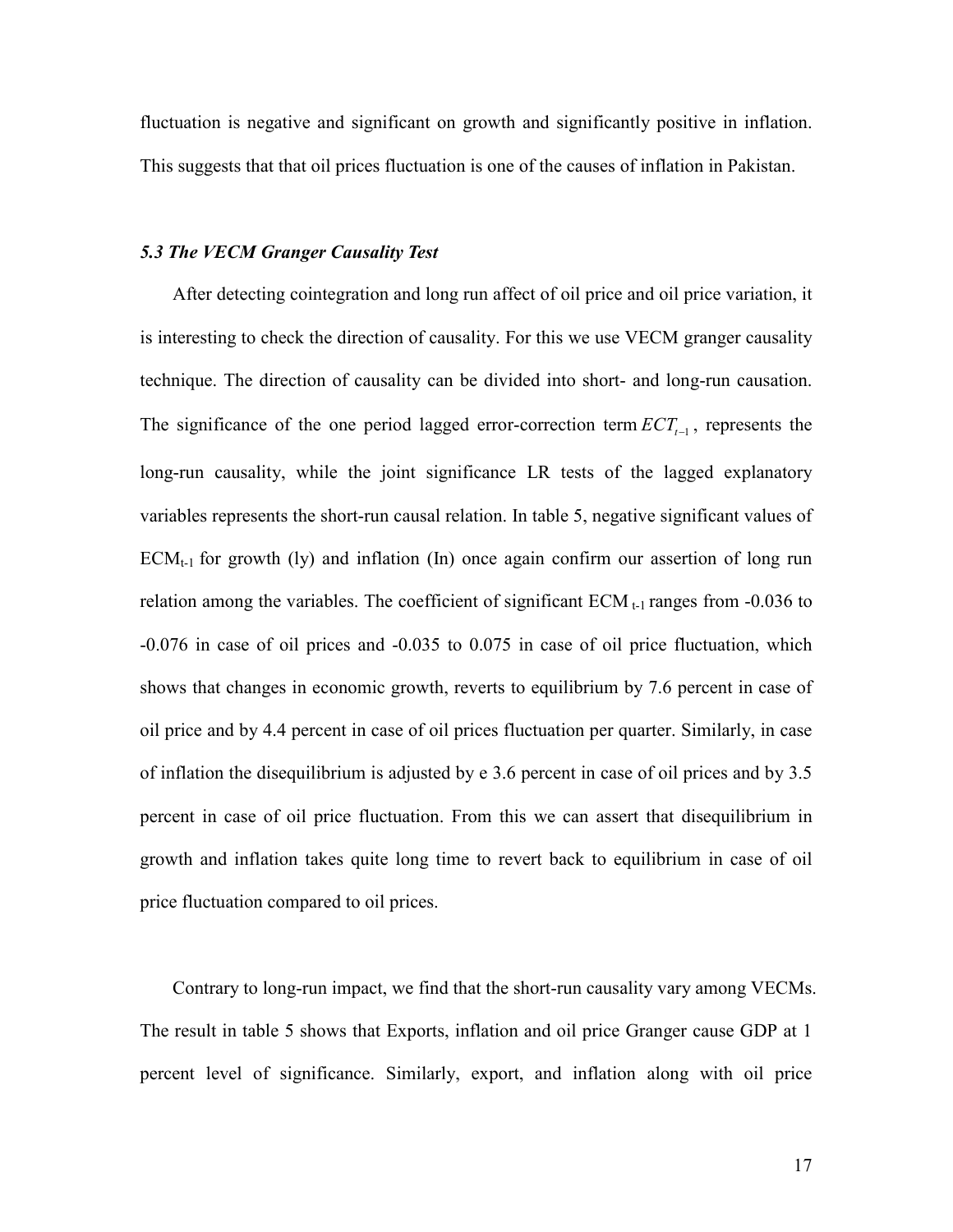fluctuation is negative and significant on growth and significantly positive in inflation. This suggests that that oil prices fluctuation is one of the causes of inflation in Pakistan.

### *5.3 The VECM Granger Causality Test*

After detecting cointegration and long run affect of oil price and oil price variation, it is interesting to check the direction of causality. For this we use VECM granger causality technique. The direction of causality can be divided into short- and long-run causation. The significance of the one period lagged error-correction term $ECT_{t-1}$, represents the long-run causality, while the joint significance LR tests of the lagged explanatory variables represents the short-run causal relation. In table 5, negative significant values of $ECM_{t-1}$ for growth (ly) and inflation (In) once again confirm our assertion of long run relation among the variables. The coefficient of significant $ECM_{t-1}$ ranges from -0.036 to -0.076 in case of oil prices and -0.035 to 0.075 in case of oil price fluctuation, which shows that changes in economic growth, reverts to equilibrium by 7.6 percent in case of oil price and by 4.4 percent in case of oil prices fluctuation per quarter. Similarly, in case of inflation the disequilibrium is adjusted by e 3.6 percent in case of oil prices and by 3.5 percent in case of oil price fluctuation. From this we can assert that disequilibrium in growth and inflation takes quite long time to revert back to equilibrium in case of oil price fluctuation compared to oil prices.

Contrary to long-run impact, we find that the short-run causality vary among VECMs. The result in table 5 shows that Exports, inflation and oil price Granger cause GDP at 1 percent level of significance. Similarly, export, and inflation along with oil price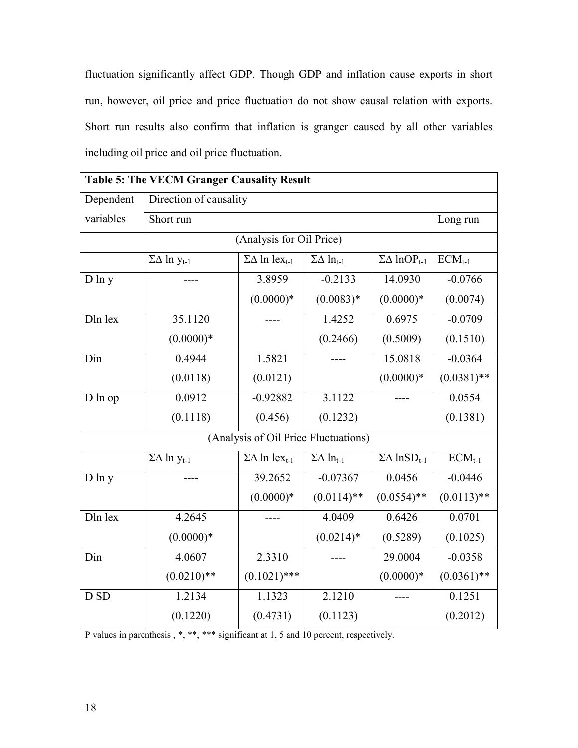fluctuation significantly affect GDP. Though GDP and inflation cause exports in short run, however, oil price and price fluctuation do not show causal relation with exports. Short run results also confirm that inflation is granger caused by all other variables including oil price and oil price fluctuation.

**Table 5: The VECM Granger Causality Result**

| Dependent variables | Direction of causality | | | | |
|---|---|---|---|---|---|
| | Short run | | | | Long run |
| (Analysis for Oil Price) | | | | | |
| | $\Sigma\Delta \ln y_{t-1}$ | $\Sigma\Delta \ln lex_{t-1}$ | $\Sigma\Delta \ln_{t-1}$ | $\Sigma\Delta \ln OP_{t-1}$ | $ECM_{t-1}$ |
| D ln y | ---- | 3.8959 (0.0000)* | -0.2133 (0.0083)* | 14.0930 (0.0000)* | -0.0766 (0.0074) |
| Dln lex | 35.1120 (0.0000)* | ---- | 1.4252 (0.2466) | 0.6975 (0.5009) | -0.0709 (0.1510) |
| Din | 0.4944 (0.0118) | 1.5821 (0.0121) | ---- | 15.0818 (0.0000)* | -0.0364 (0.0381)** |
| D ln op | 0.0912 (0.1118) | -0.92882 (0.456) | 3.1122 (0.1232) | ---- | 0.0554 (0.1381) |
| (Analysis of Oil Price Fluctuations) | | | | | |
| | $\Sigma\Delta \ln y_{t-1}$ | $\Sigma\Delta \ln lex_{t-1}$ | $\Sigma\Delta \ln_{t-1}$ | $\Sigma\Delta \ln SD_{t-1}$ | $ECM_{t-1}$ |
| D ln y | ---- | 39.2652 (0.0000)* | -0.07367 (0.0114)** | 0.0456 (0.0554)** | -0.0446 (0.0113)** |
| Dln lex | 4.2645 (0.0000)* | ---- | 4.0409 (0.0214)* | 0.6426 (0.5289) | 0.0701 (0.1025) |
| Din | 4.0607 (0.0210)** | 2.3310 (0.1021)*** | ---- | 29.0004 (0.0000)* | -0.0358 (0.0361)** |
| D SD | 1.2134 (0.1220) | 1.1323 (0.4731) | 2.1210 (0.1123) | ---- | 0.1251 (0.2012) |

P values in parenthesis , *, **, *** significant at 1, 5 and 10 percent, respectively.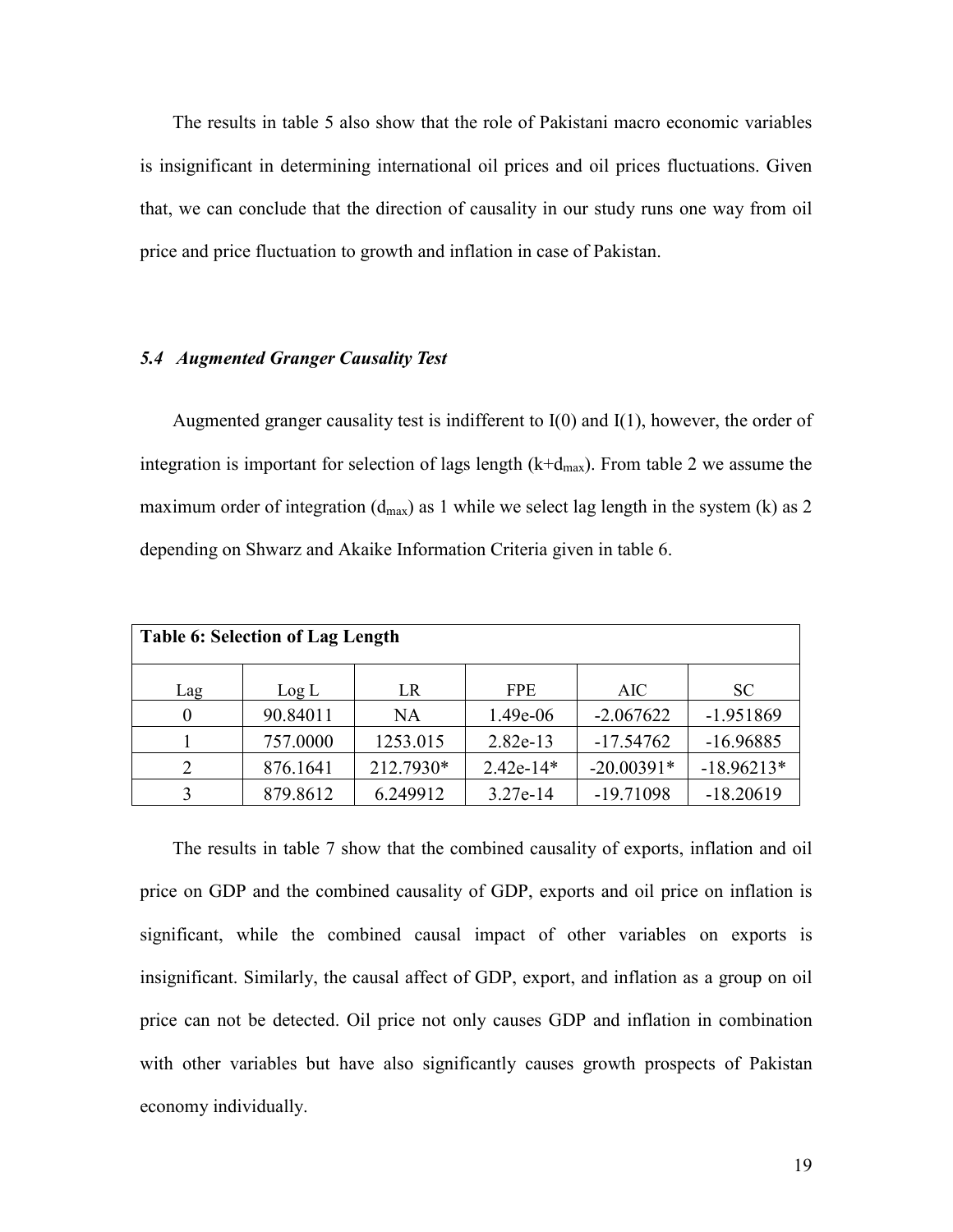The results in table 5 also show that the role of Pakistani macro economic variables is insignificant in determining international oil prices and oil prices fluctuations. Given that, we can conclude that the direction of causality in our study runs one way from oil price and price fluctuation to growth and inflation in case of Pakistan.

### *5.4 Augmented Granger Causality Test*

Augmented granger causality test is indifferent to I(0) and I(1), however, the order of integration is important for selection of lags length ($k+d_{max}$). From table 2 we assume the maximum order of integration ($d_{max}$) as 1 while we select lag length in the system (k) as 2 depending on Shwarz and Akaike Information Criteria given in table 6.

**Table 6: Selection of Lag Length**

| Lag | Log L | LR | FPE | AIC | SC |
|---|---|---|---|---|---|
| 0 | 90.84011 | NA | 1.49e-06 | -2.067622 | -1.951869 |
| 1 | 757.0000 | 1253.015 | 2.82e-13 | -17.54762 | -16.96885 |
| 2 | 876.1641 | 212.7930* | 2.42e-14* | -20.00391* | -18.96213* |
| 3 | 879.8612 | 6.249912 | 3.27e-14 | -19.71098 | -18.20619 |

The results in table 7 show that the combined causality of exports, inflation and oil price on GDP and the combined causality of GDP, exports and oil price on inflation is significant, while the combined causal impact of other variables on exports is insignificant. Similarly, the causal affect of GDP, export, and inflation as a group on oil price can not be detected. Oil price not only causes GDP and inflation in combination with other variables but have also significantly causes growth prospects of Pakistan economy individually.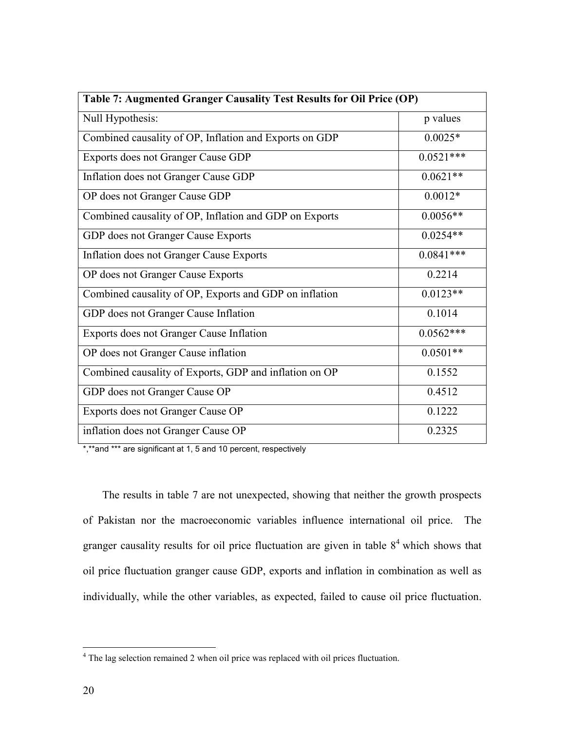| Table 7: Augmented Granger Causality Test Results for Oil Price (OP) | |
|---|---|
| Null Hypothesis: | p values |
| Combined causality of OP, Inflation and Exports on GDP | 0.0025* |
| Exports does not Granger Cause GDP | 0.0521*** |
| Inflation does not Granger Cause GDP | 0.0621** |
| OP does not Granger Cause GDP | 0.0012* |
| Combined causality of OP, Inflation and GDP on Exports | 0.0056** |
| GDP does not Granger Cause Exports | 0.0254** |
| Inflation does not Granger Cause Exports | 0.0841*** |
| OP does not Granger Cause Exports | 0.2214 |
| Combined causality of OP, Exports and GDP on inflation | 0.0123** |
| GDP does not Granger Cause Inflation | 0.1014 |
| Exports does not Granger Cause Inflation | 0.0562*** |
| OP does not Granger Cause inflation | 0.0501** |
| Combined causality of Exports, GDP and inflation on OP | 0.1552 |
| GDP does not Granger Cause OP | 0.4512 |
| Exports does not Granger Cause OP | 0.1222 |
| inflation does not Granger Cause OP | 0.2325 |

*,**and *** are significant at 1, 5 and 10 percent, respectively

The results in table 7 are not unexpected, showing that neither the growth prospects of Pakistan nor the macroeconomic variables influence international oil price. The granger causality results for oil price fluctuation are given in table 8[4] which shows that oil price fluctuation granger cause GDP, exports and inflation in combination as well as individually, while the other variables, as expected, failed to cause oil price fluctuation.

[4] The lag selection remained 2 when oil price was replaced with oil prices fluctuation.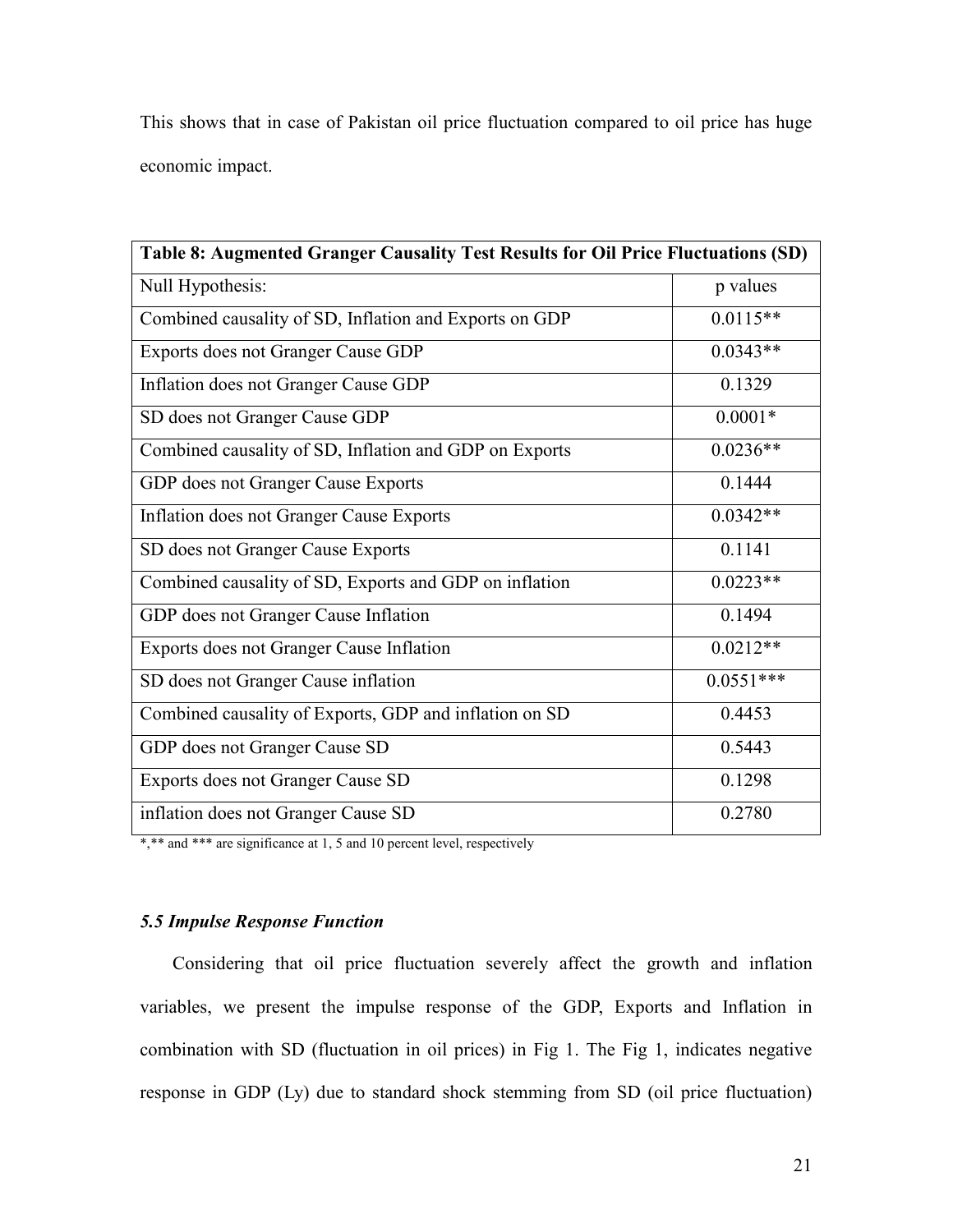This shows that in case of Pakistan oil price fluctuation compared to oil price has huge economic impact.

| **Table 8: Augmented Granger Causality Test Results for Oil Price Fluctuations (SD)** | |
|---|---|
| Null Hypothesis: | p values |
| Combined causality of SD, Inflation and Exports on GDP | 0.0115** |
| Exports does not Granger Cause GDP | 0.0343** |
| Inflation does not Granger Cause GDP | 0.1329 |
| SD does not Granger Cause GDP | 0.0001* |
| Combined causality of SD, Inflation and GDP on Exports | 0.0236** |
| GDP does not Granger Cause Exports | 0.1444 |
| Inflation does not Granger Cause Exports | 0.0342** |
| SD does not Granger Cause Exports | 0.1141 |
| Combined causality of SD, Exports and GDP on inflation | 0.0223** |
| GDP does not Granger Cause Inflation | 0.1494 |
| Exports does not Granger Cause Inflation | 0.0212** |
| SD does not Granger Cause inflation | 0.0551*** |
| Combined causality of Exports, GDP and inflation on SD | 0.4453 |
| GDP does not Granger Cause SD | 0.5443 |
| Exports does not Granger Cause SD | 0.1298 |
| inflation does not Granger Cause SD | 0.2780 |

*,** and *** are significance at 1, 5 and 10 percent level, respectively

### *5.5 Impulse Response Function*

Considering that oil price fluctuation severely affect the growth and inflation variables, we present the impulse response of the GDP, Exports and Inflation in combination with SD (fluctuation in oil prices) in Fig 1. The Fig 1, indicates negative response in GDP (Ly) due to standard shock stemming from SD (oil price fluctuation)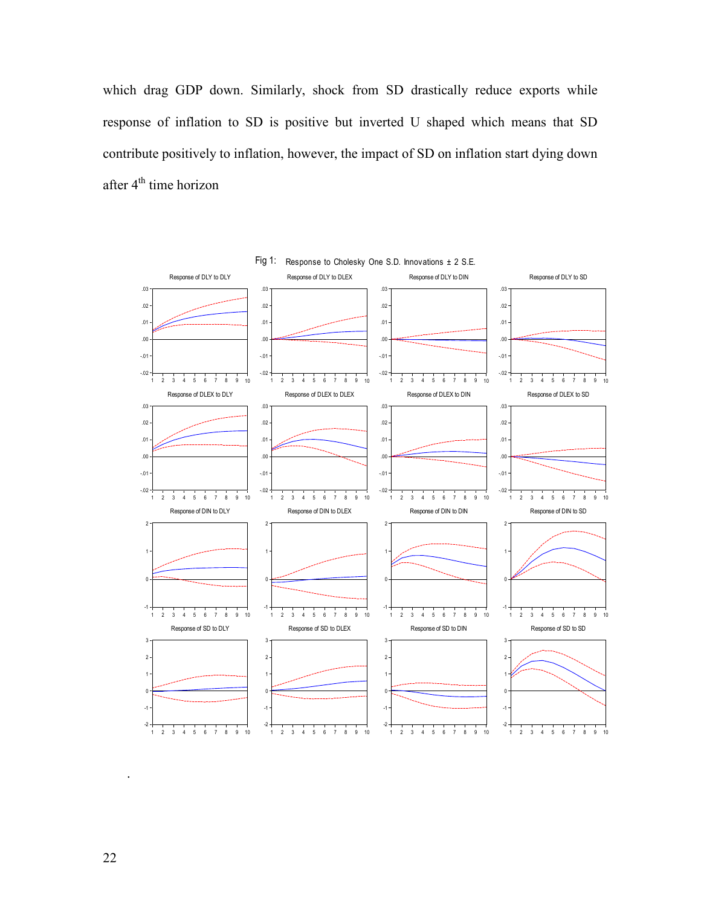which drag GDP down. Similarly, shock from SD drastically reduce exports while response of inflation to SD is positive but inverted U shaped which means that SD contribute positively to inflation, however, the impact of SD on inflation start dying down after 4th time horizon

Fig 1: Response to Cholesky One S.D. Innovations ± 2 S.E.

.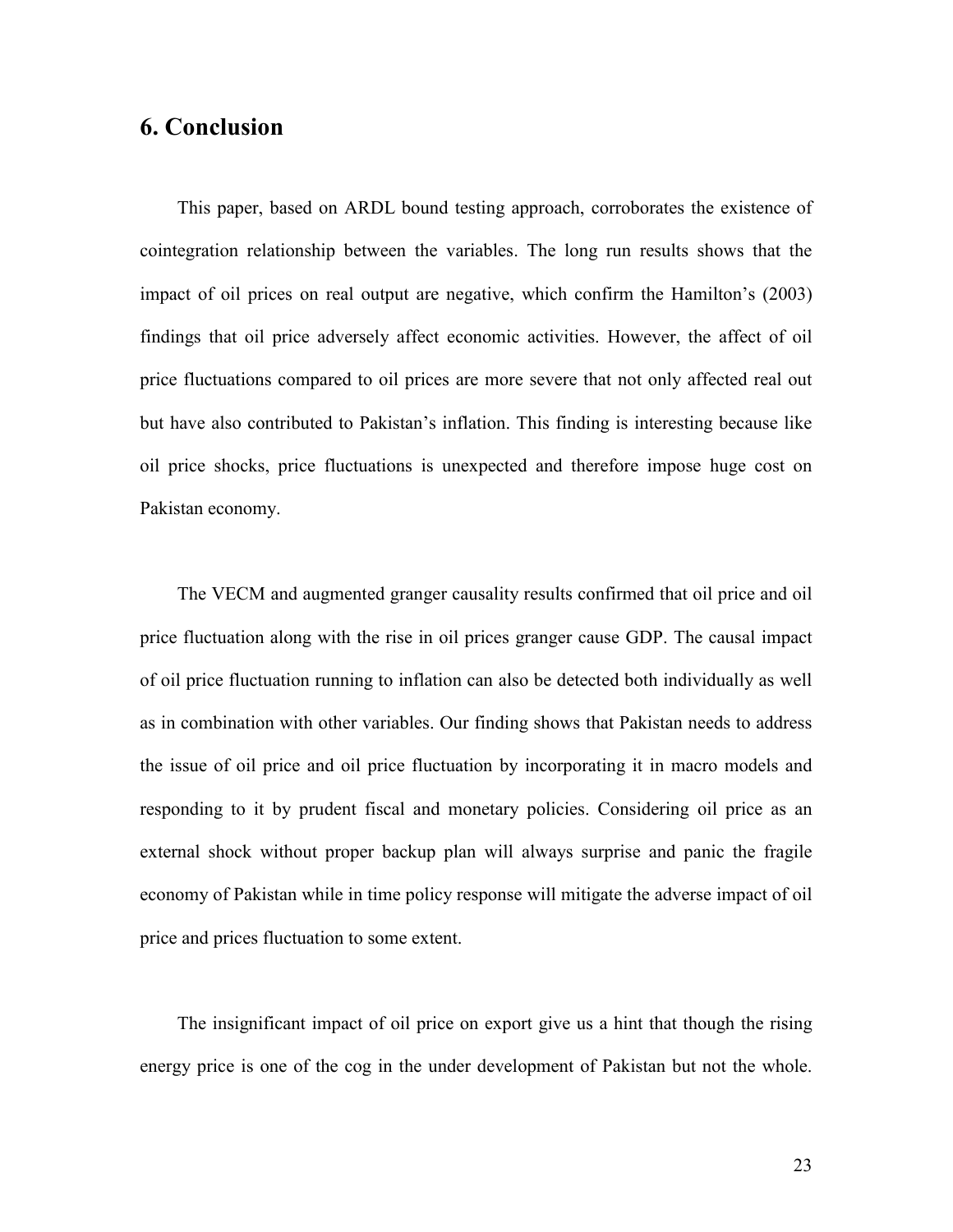## 6. Conclusion

This paper, based on ARDL bound testing approach, corroborates the existence of cointegration relationship between the variables. The long run results shows that the impact of oil prices on real output are negative, which confirm the Hamilton's (2003) findings that oil price adversely affect economic activities. However, the affect of oil price fluctuations compared to oil prices are more severe that not only affected real out but have also contributed to Pakistan's inflation. This finding is interesting because like oil price shocks, price fluctuations is unexpected and therefore impose huge cost on Pakistan economy.

The VECM and augmented granger causality results confirmed that oil price and oil price fluctuation along with the rise in oil prices granger cause GDP. The causal impact of oil price fluctuation running to inflation can also be detected both individually as well as in combination with other variables. Our finding shows that Pakistan needs to address the issue of oil price and oil price fluctuation by incorporating it in macro models and responding to it by prudent fiscal and monetary policies. Considering oil price as an external shock without proper backup plan will always surprise and panic the fragile economy of Pakistan while in time policy response will mitigate the adverse impact of oil price and prices fluctuation to some extent.

The insignificant impact of oil price on export give us a hint that though the rising energy price is one of the cog in the under development of Pakistan but not the whole.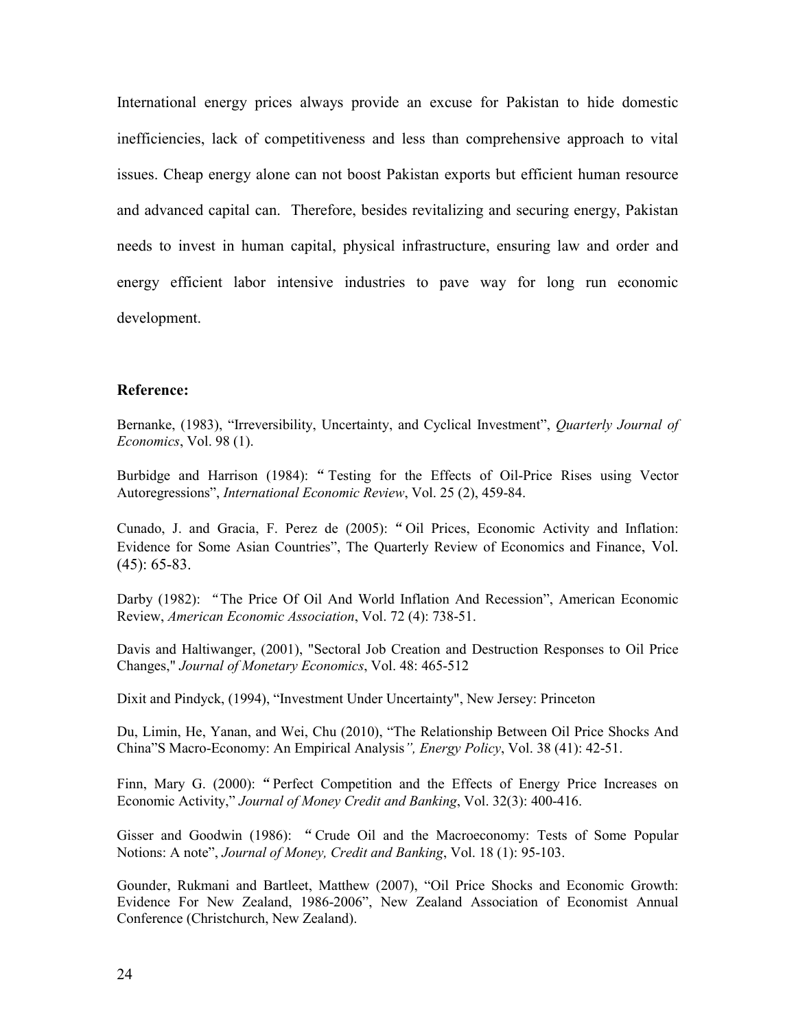International energy prices always provide an excuse for Pakistan to hide domestic inefficiencies, lack of competitiveness and less than comprehensive approach to vital issues. Cheap energy alone can not boost Pakistan exports but efficient human resource and advanced capital can. Therefore, besides revitalizing and securing energy, Pakistan needs to invest in human capital, physical infrastructure, ensuring law and order and energy efficient labor intensive industries to pave way for long run economic development.

## Reference:

Bernanke, (1983), "Irreversibility, Uncertainty, and Cyclical Investment", *Quarterly Journal of Economics*, Vol. 98 (1).

Burbidge and Harrison (1984): "Testing for the Effects of Oil-Price Rises using Vector Autoregressions", *International Economic Review*, Vol. 25 (2), 459-84.

Cunado, J. and Gracia, F. Perez de (2005): "Oil Prices, Economic Activity and Inflation: Evidence for Some Asian Countries", The Quarterly Review of Economics and Finance, Vol. (45): 65-83.

Darby (1982): "The Price Of Oil And World Inflation And Recession", American Economic Review, *American Economic Association*, Vol. 72 (4): 738-51.

Davis and Haltiwanger, (2001), "Sectoral Job Creation and Destruction Responses to Oil Price Changes," *Journal of Monetary Economics*, Vol. 48: 465-512

Dixit and Pindyck, (1994), "Investment Under Uncertainty", New Jersey: Princeton

Du, Limin, He, Yanan, and Wei, Chu (2010), "The Relationship Between Oil Price Shocks And China"S Macro-Economy: An Empirical Analysis*", Energy Policy*, Vol. 38 (41): 42-51.

Finn, Mary G. (2000): "Perfect Competition and the Effects of Energy Price Increases on Economic Activity," *Journal of Money Credit and Banking*, Vol. 32(3): 400-416.

Gisser and Goodwin (1986): "Crude Oil and the Macroeconomy: Tests of Some Popular Notions: A note", *Journal of Money, Credit and Banking*, Vol. 18 (1): 95-103.

Gounder, Rukmani and Bartleet, Matthew (2007), "Oil Price Shocks and Economic Growth: Evidence For New Zealand, 1986-2006", New Zealand Association of Economist Annual Conference (Christchurch, New Zealand).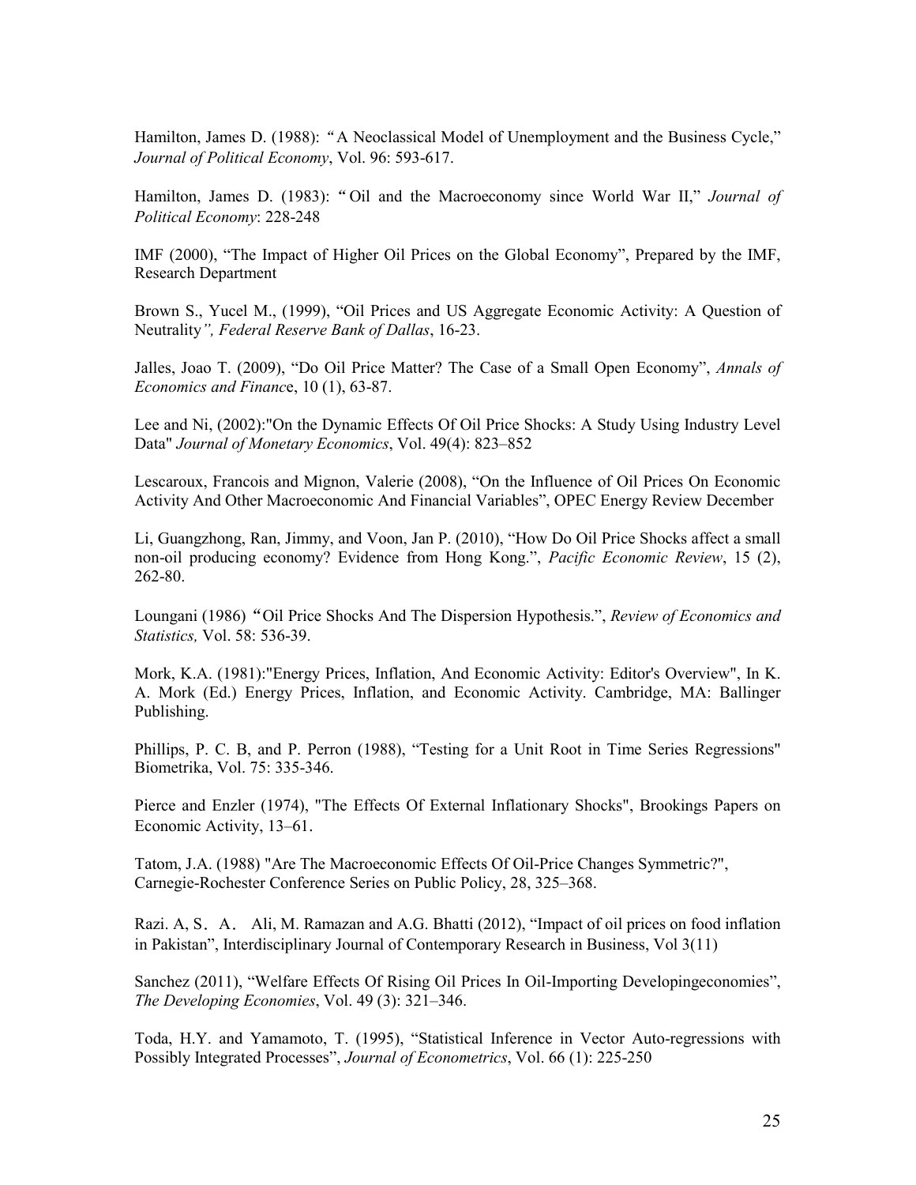Hamilton, James D. (1988): "A Neoclassical Model of Unemployment and the Business Cycle," *Journal of Political Economy*, Vol. 96: 593-617.

Hamilton, James D. (1983): "Oil and the Macroeconomy since World War II," *Journal of Political Economy*: 228-248

IMF (2000), "The Impact of Higher Oil Prices on the Global Economy", Prepared by the IMF, Research Department

Brown S., Yucel M., (1999), "Oil Prices and US Aggregate Economic Activity: A Question of Neutrality*", Federal Reserve Bank of Dallas*, 16-23.

Jalles, Joao T. (2009), "Do Oil Price Matter? The Case of a Small Open Economy", *Annals of Economics and Financ*e, 10 (1), 63-87.

Lee and Ni, (2002):"On the Dynamic Effects Of Oil Price Shocks: A Study Using Industry Level Data" *Journal of Monetary Economics*, Vol. 49(4): 823–852

Lescaroux, Francois and Mignon, Valerie (2008), "On the Influence of Oil Prices On Economic Activity And Other Macroeconomic And Financial Variables", OPEC Energy Review December

Li, Guangzhong, Ran, Jimmy, and Voon, Jan P. (2010), "How Do Oil Price Shocks affect a small non-oil producing economy? Evidence from Hong Kong.", *Pacific Economic Review*, 15 (2), 262-80.

Loungani (1986) "Oil Price Shocks And The Dispersion Hypothesis.", *Review of Economics and Statistics,* Vol. 58: 536-39.

Mork, K.A. (1981):"Energy Prices, Inflation, And Economic Activity: Editor's Overview", In K. A. Mork (Ed.) Energy Prices, Inflation, and Economic Activity. Cambridge, MA: Ballinger Publishing.

Phillips, P. C. B, and P. Perron (1988), "Testing for a Unit Root in Time Series Regressions" Biometrika, Vol. 75: 335-346.

Pierce and Enzler (1974), "The Effects Of External Inflationary Shocks", Brookings Papers on Economic Activity, 13–61.

Tatom, J.A. (1988) "Are The Macroeconomic Effects Of Oil-Price Changes Symmetric?", Carnegie-Rochester Conference Series on Public Policy, 28, 325–368.

Razi. A, S．A． Ali, M. Ramazan and A.G. Bhatti (2012), "Impact of oil prices on food inflation in Pakistan", Interdisciplinary Journal of Contemporary Research in Business, Vol 3(11)

Sanchez (2011), "Welfare Effects Of Rising Oil Prices In Oil-Importing Developingeconomies", *The Developing Economies*, Vol. 49 (3): 321–346.

Toda, H.Y. and Yamamoto, T. (1995), "Statistical Inference in Vector Auto-regressions with Possibly Integrated Processes", *Journal of Econometrics*, Vol. 66 (1): 225-250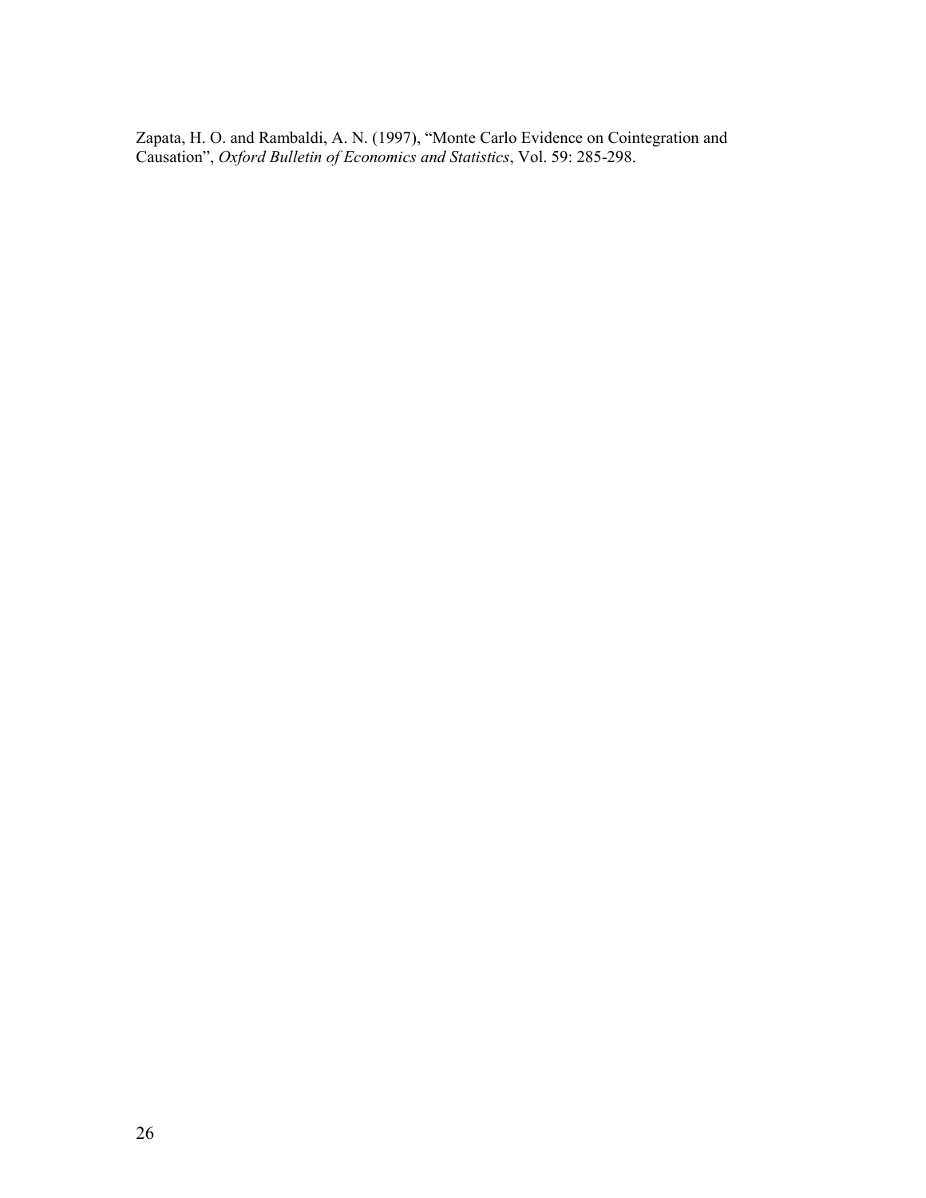Zapata, H. O. and Rambaldi, A. N. (1997), “Monte Carlo Evidence on Cointegration and Causation”, *Oxford Bulletin of Economics and Statistics*, Vol. 59: 285-298.